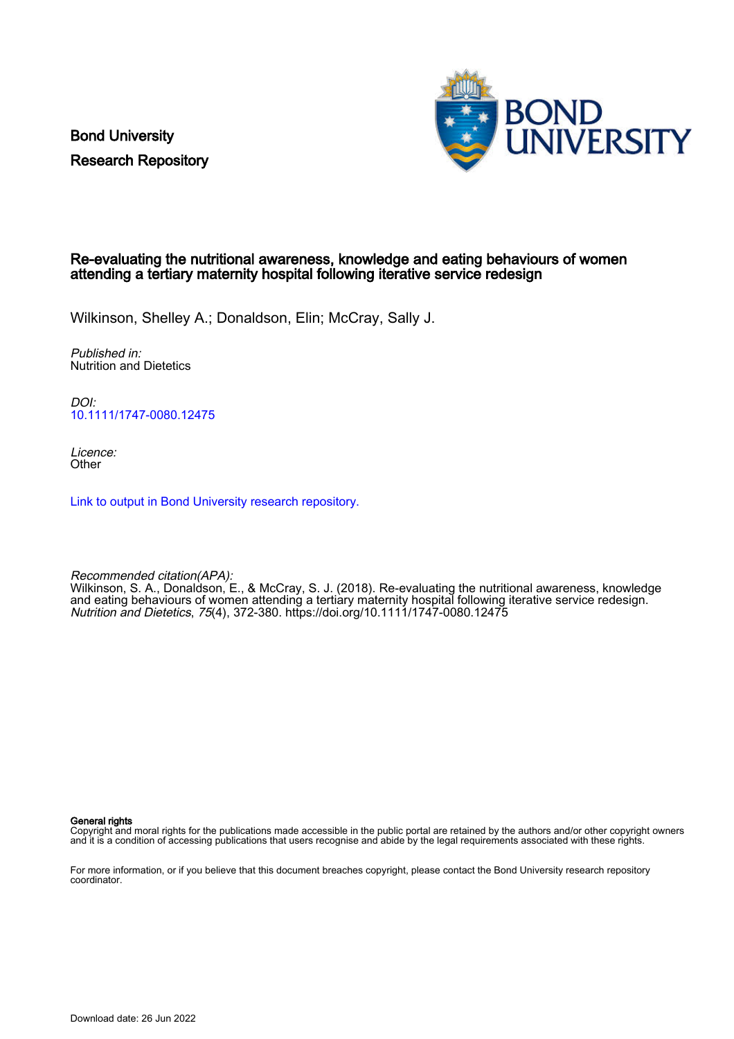Bond University
Research Repository

# Re-evaluating the nutritional awareness, knowledge and eating behaviours of women attending a tertiary maternity hospital following iterative service redesign

Wilkinson, Shelley A.; Donaldson, Elin; McCray, Sally J.

*Published in:*
Nutrition and Dietetics

*DOI:*
10.1111/1747-0080.12475

*Licence:*
Other

Link to output in Bond University research repository.

*Recommended citation(APA):*
Wilkinson, S. A., Donaldson, E., & McCray, S. J. (2018). Re-evaluating the nutritional awareness, knowledge and eating behaviours of women attending a tertiary maternity hospital following iterative service redesign. *Nutrition and Dietetics*, *75*(4), 372-380. https://doi.org/10.1111/1747-0080.12475

**General rights**
Copyright and moral rights for the publications made accessible in the public portal are retained by the authors and/or other copyright owners and it is a condition of accessing publications that users recognise and abide by the legal requirements associated with these rights.

For more information, or if you believe that this document breaches copyright, please contact the Bond University research repository coordinator.

Download date: 26 Jun 2022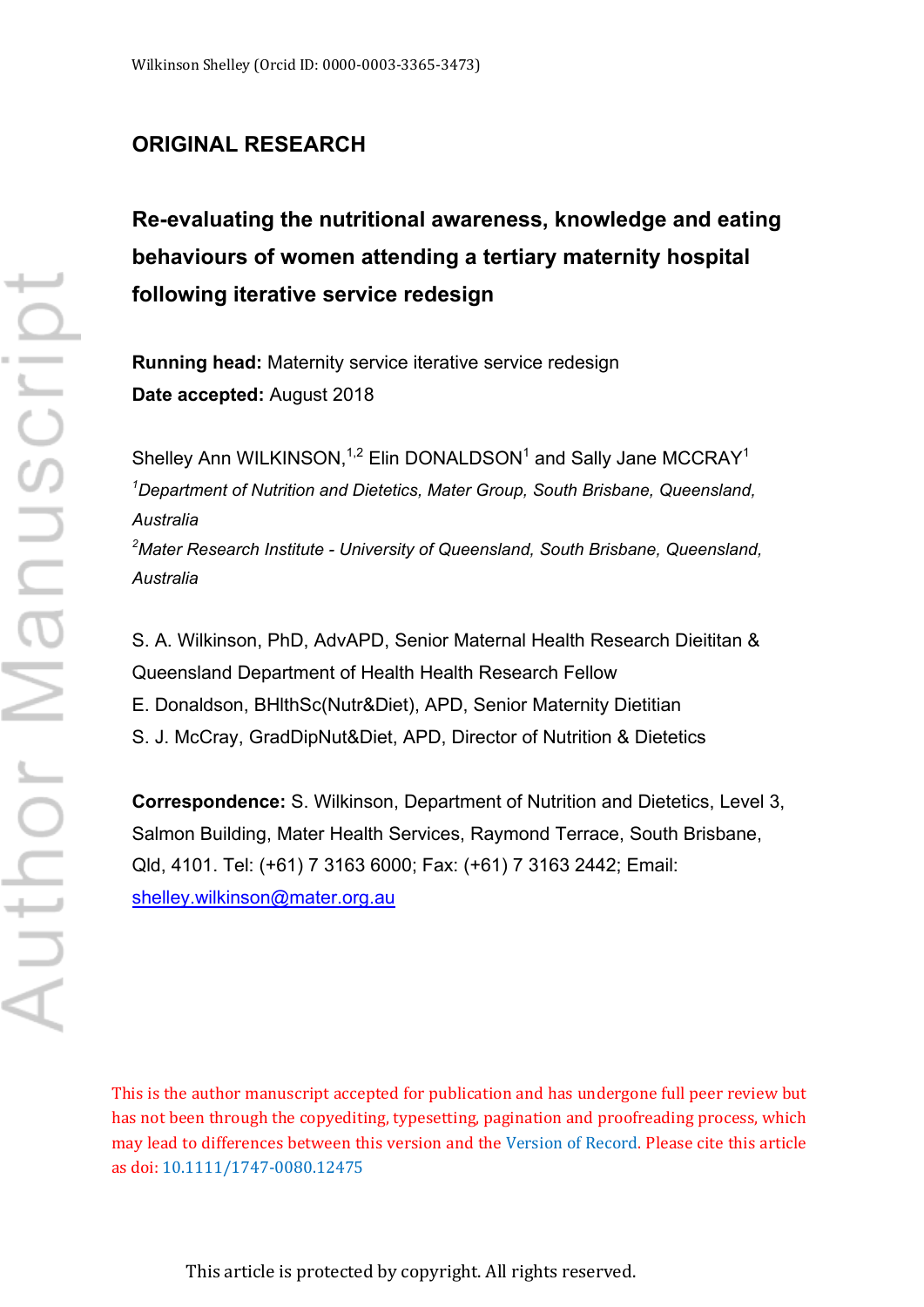Wilkinson Shelley (Orcid ID: 0000-0003-3365-3473)

**ORIGINAL RESEARCH**

# Re-evaluating the nutritional awareness, knowledge and eating behaviours of women attending a tertiary maternity hospital following iterative service redesign

**Running head:** Maternity service iterative service redesign

**Date accepted:** August 2018

Shelley Ann WILKINSON,[1,2] Elin DONALDSON[1] and Sally Jane MCCRAY[1]

[1]*Department of Nutrition and Dietetics, Mater Group, South Brisbane, Queensland, Australia*

[2]*Mater Research Institute - University of Queensland, South Brisbane, Queensland, Australia*

S. A. Wilkinson, PhD, AdvAPD, Senior Maternal Health Research Dieititan & Queensland Department of Health Health Research Fellow

E. Donaldson, BHlthSc(Nutr&Diet), APD, Senior Maternity Dietitian

S. J. McCray, GradDipNut&Diet, APD, Director of Nutrition & Dietetics

**Correspondence:** S. Wilkinson, Department of Nutrition and Dietetics, Level 3, Salmon Building, Mater Health Services, Raymond Terrace, South Brisbane, Qld, 4101. Tel: (+61) 7 3163 6000; Fax: (+61) 7 3163 2442; Email: shelley.wilkinson@mater.org.au

This is the author manuscript accepted for publication and has undergone full peer review but has not been through the copyediting, typesetting, pagination and proofreading process, which may lead to differences between this version and the Version of Record. Please cite this article as doi: 10.1111/1747-0080.12475

This article is protected by copyright. All rights reserved.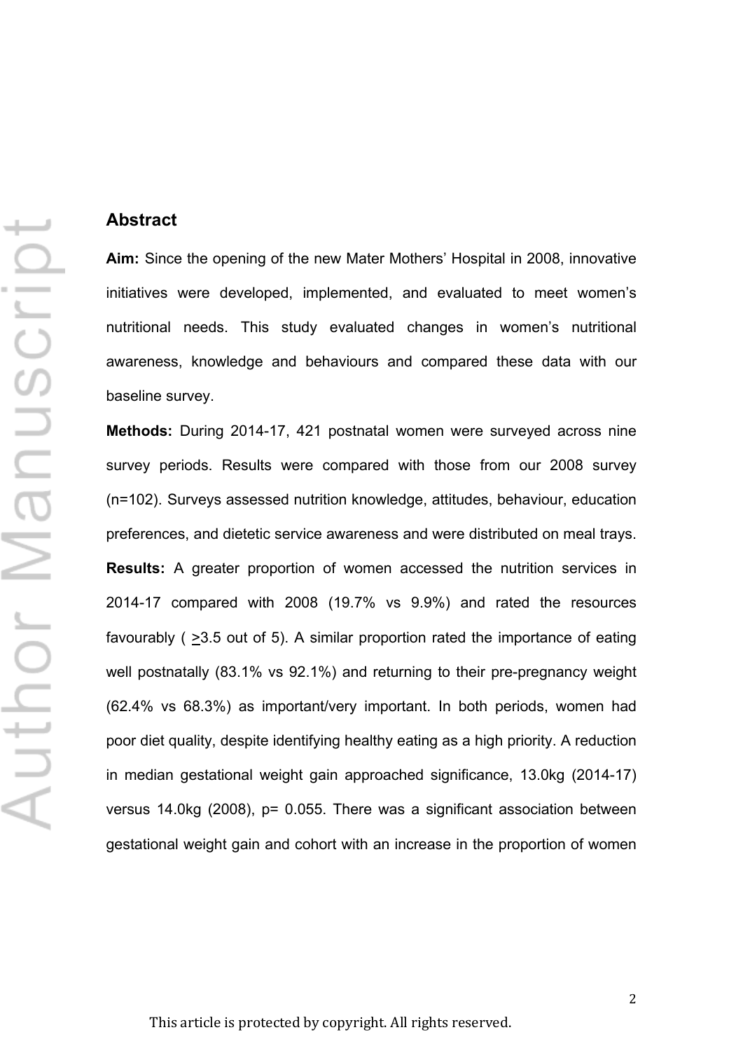## Abstract

**Aim:** Since the opening of the new Mater Mothers' Hospital in 2008, innovative initiatives were developed, implemented, and evaluated to meet women's nutritional needs. This study evaluated changes in women's nutritional awareness, knowledge and behaviours and compared these data with our baseline survey.

**Methods:** During 2014-17, 421 postnatal women were surveyed across nine survey periods. Results were compared with those from our 2008 survey (n=102). Surveys assessed nutrition knowledge, attitudes, behaviour, education preferences, and dietetic service awareness and were distributed on meal trays.

**Results:** A greater proportion of women accessed the nutrition services in 2014-17 compared with 2008 (19.7% vs 9.9%) and rated the resources favourably ( ≥3.5 out of 5). A similar proportion rated the importance of eating well postnatally (83.1% vs 92.1%) and returning to their pre-pregnancy weight (62.4% vs 68.3%) as important/very important. In both periods, women had poor diet quality, despite identifying healthy eating as a high priority. A reduction in median gestational weight gain approached significance, 13.0kg (2014-17) versus 14.0kg (2008), p= 0.055. There was a significant association between gestational weight gain and cohort with an increase in the proportion of women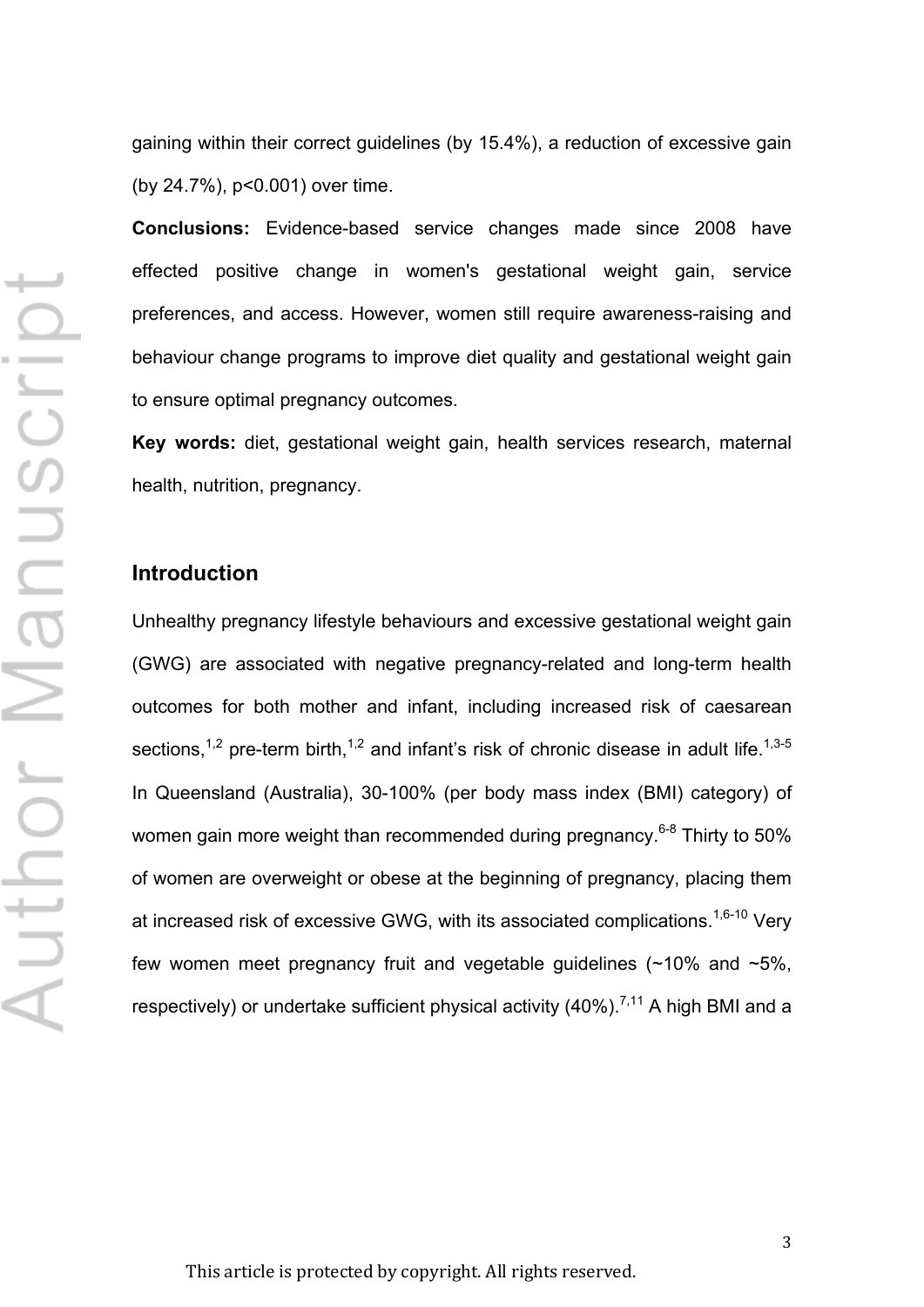gaining within their correct guidelines (by 15.4%), a reduction of excessive gain (by 24.7%), p<0.001) over time.

**Conclusions:** Evidence-based service changes made since 2008 have effected positive change in women's gestational weight gain, service preferences, and access. However, women still require awareness-raising and behaviour change programs to improve diet quality and gestational weight gain to ensure optimal pregnancy outcomes.

**Key words:** diet, gestational weight gain, health services research, maternal health, nutrition, pregnancy.

## Introduction

Unhealthy pregnancy lifestyle behaviours and excessive gestational weight gain (GWG) are associated with negative pregnancy-related and long-term health outcomes for both mother and infant, including increased risk of caesarean sections,[1,2] pre-term birth,[1,2] and infant's risk of chronic disease in adult life.[1,3-5] In Queensland (Australia), 30-100% (per body mass index (BMI) category) of women gain more weight than recommended during pregnancy.[6-8] Thirty to 50% of women are overweight or obese at the beginning of pregnancy, placing them at increased risk of excessive GWG, with its associated complications.[1,6-10] Very few women meet pregnancy fruit and vegetable guidelines (~10% and ~5%, respectively) or undertake sufficient physical activity (40%).[7,11] A high BMI and a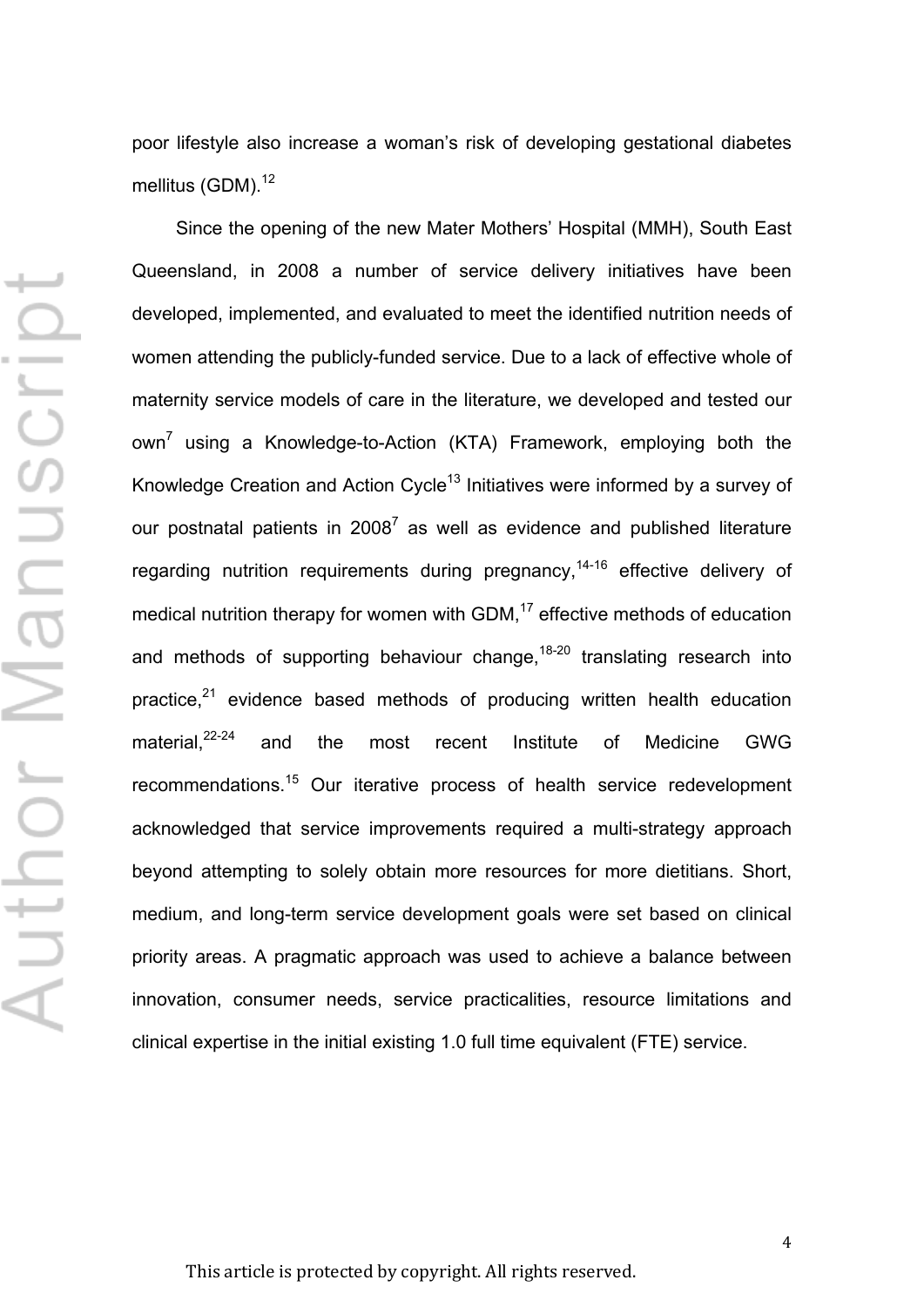poor lifestyle also increase a woman's risk of developing gestational diabetes mellitus (GDM).[12]

Since the opening of the new Mater Mothers' Hospital (MMH), South East Queensland, in 2008 a number of service delivery initiatives have been developed, implemented, and evaluated to meet the identified nutrition needs of women attending the publicly-funded service. Due to a lack of effective whole of maternity service models of care in the literature, we developed and tested our own[7] using a Knowledge-to-Action (KTA) Framework, employing both the Knowledge Creation and Action Cycle[13] Initiatives were informed by a survey of our postnatal patients in 2008[7] as well as evidence and published literature regarding nutrition requirements during pregnancy,[14-16] effective delivery of medical nutrition therapy for women with GDM,[17] effective methods of education and methods of supporting behaviour change,[18-20] translating research into practice,[21] evidence based methods of producing written health education material,[22-24] and the most recent Institute of Medicine GWG recommendations.[15] Our iterative process of health service redevelopment acknowledged that service improvements required a multi-strategy approach beyond attempting to solely obtain more resources for more dietitians. Short, medium, and long-term service development goals were set based on clinical priority areas. A pragmatic approach was used to achieve a balance between innovation, consumer needs, service practicalities, resource limitations and clinical expertise in the initial existing 1.0 full time equivalent (FTE) service.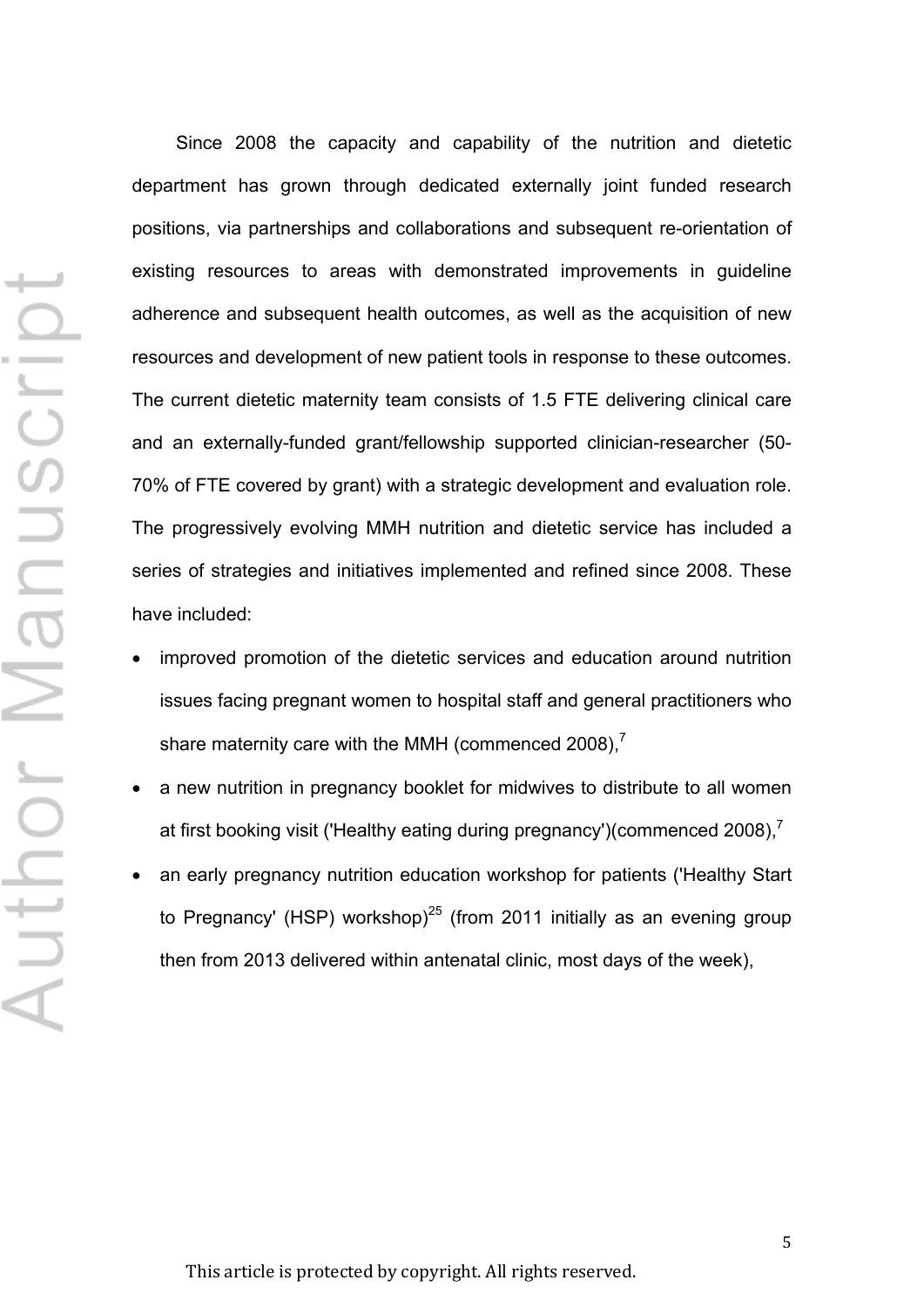Since 2008 the capacity and capability of the nutrition and dietetic department has grown through dedicated externally joint funded research positions, via partnerships and collaborations and subsequent re-orientation of existing resources to areas with demonstrated improvements in guideline adherence and subsequent health outcomes, as well as the acquisition of new resources and development of new patient tools in response to these outcomes. The current dietetic maternity team consists of 1.5 FTE delivering clinical care and an externally-funded grant/fellowship supported clinician-researcher (50-70% of FTE covered by grant) with a strategic development and evaluation role. The progressively evolving MMH nutrition and dietetic service has included a series of strategies and initiatives implemented and refined since 2008. These have included:

- improved promotion of the dietetic services and education around nutrition issues facing pregnant women to hospital staff and general practitioners who share maternity care with the MMH (commenced 2008),[7]
- a new nutrition in pregnancy booklet for midwives to distribute to all women at first booking visit ('Healthy eating during pregnancy')(commenced 2008),[7]
- an early pregnancy nutrition education workshop for patients ('Healthy Start to Pregnancy' (HSP) workshop)[25] (from 2011 initially as an evening group then from 2013 delivered within antenatal clinic, most days of the week),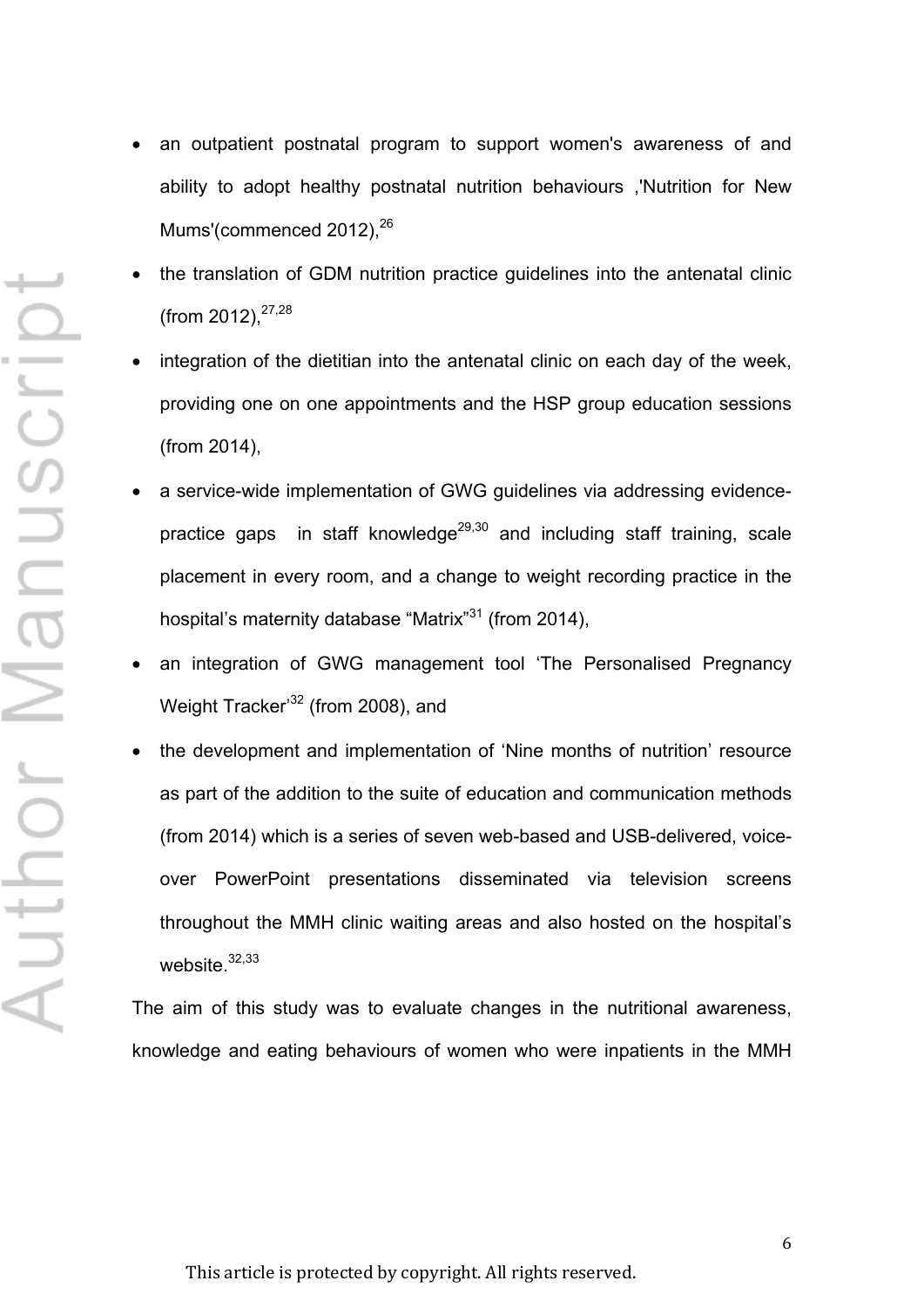- an outpatient postnatal program to support women's awareness of and ability to adopt healthy postnatal nutrition behaviours ,'Nutrition for New Mums'(commenced 2012),[26]
- the translation of GDM nutrition practice guidelines into the antenatal clinic (from 2012),[27,28]
- integration of the dietitian into the antenatal clinic on each day of the week, providing one on one appointments and the HSP group education sessions (from 2014),
- a service-wide implementation of GWG guidelines via addressing evidence-practice gaps in staff knowledge[29,30] and including staff training, scale placement in every room, and a change to weight recording practice in the hospital's maternity database "Matrix"[31] (from 2014),
- an integration of GWG management tool 'The Personalised Pregnancy Weight Tracker'[32] (from 2008), and
- the development and implementation of 'Nine months of nutrition' resource as part of the addition to the suite of education and communication methods (from 2014) which is a series of seven web-based and USB-delivered, voice-over PowerPoint presentations disseminated via television screens throughout the MMH clinic waiting areas and also hosted on the hospital's website.[32,33]

The aim of this study was to evaluate changes in the nutritional awareness, knowledge and eating behaviours of women who were inpatients in the MMH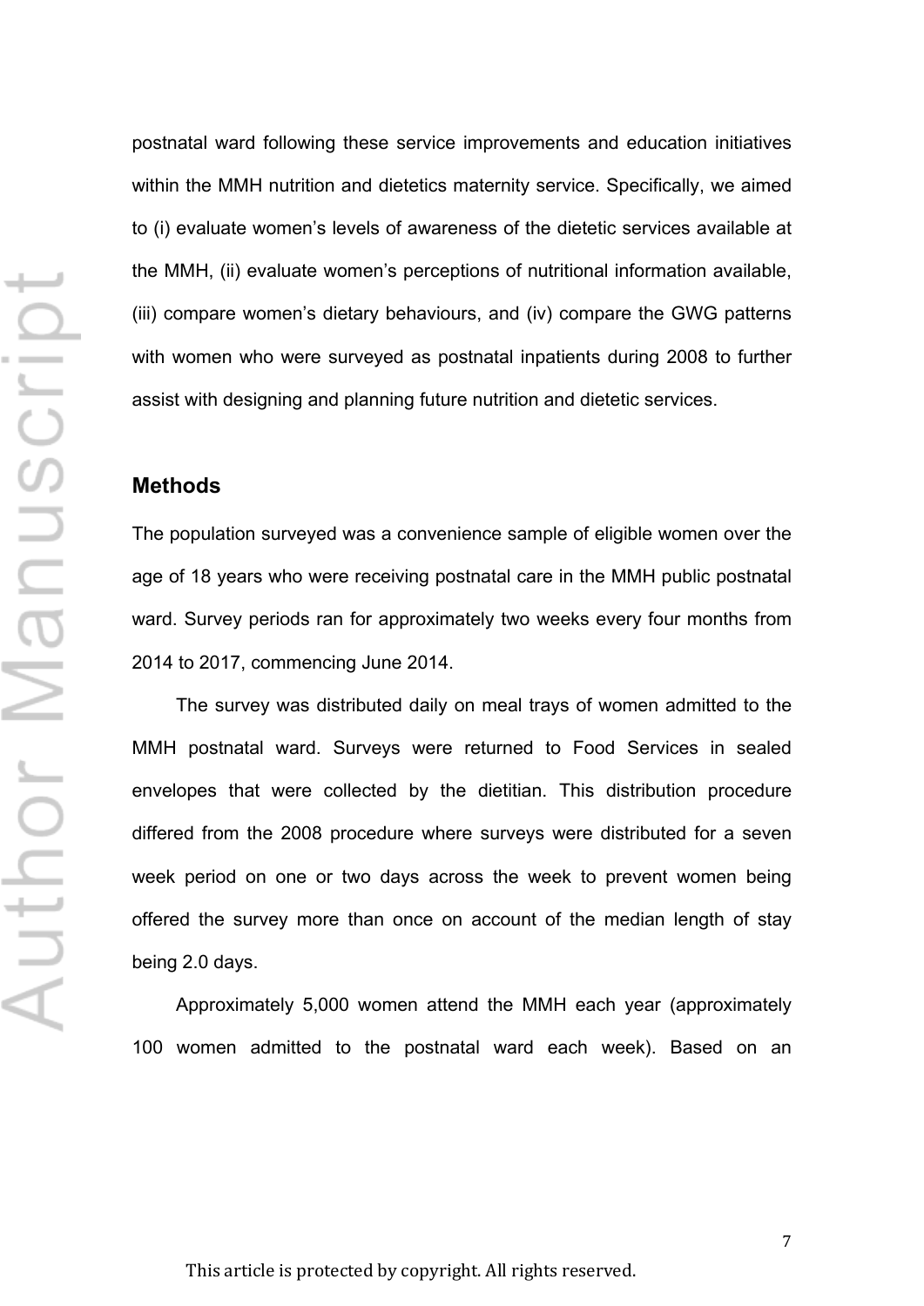postnatal ward following these service improvements and education initiatives within the MMH nutrition and dietetics maternity service. Specifically, we aimed to (i) evaluate women's levels of awareness of the dietetic services available at the MMH, (ii) evaluate women's perceptions of nutritional information available, (iii) compare women's dietary behaviours, and (iv) compare the GWG patterns with women who were surveyed as postnatal inpatients during 2008 to further assist with designing and planning future nutrition and dietetic services.

## Methods

The population surveyed was a convenience sample of eligible women over the age of 18 years who were receiving postnatal care in the MMH public postnatal ward. Survey periods ran for approximately two weeks every four months from 2014 to 2017, commencing June 2014.

The survey was distributed daily on meal trays of women admitted to the MMH postnatal ward. Surveys were returned to Food Services in sealed envelopes that were collected by the dietitian. This distribution procedure differed from the 2008 procedure where surveys were distributed for a seven week period on one or two days across the week to prevent women being offered the survey more than once on account of the median length of stay being 2.0 days.

Approximately 5,000 women attend the MMH each year (approximately 100 women admitted to the postnatal ward each week). Based on an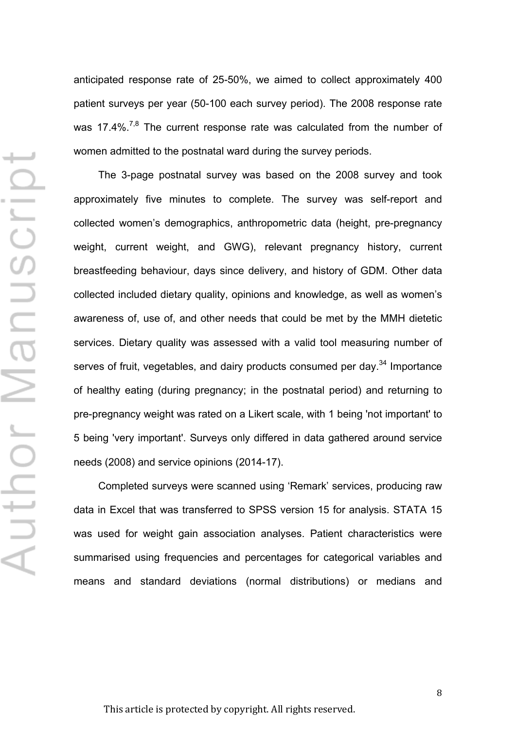anticipated response rate of 25-50%, we aimed to collect approximately 400 patient surveys per year (50-100 each survey period). The 2008 response rate was 17.4%.[7,8] The current response rate was calculated from the number of women admitted to the postnatal ward during the survey periods.

The 3-page postnatal survey was based on the 2008 survey and took approximately five minutes to complete. The survey was self-report and collected women's demographics, anthropometric data (height, pre-pregnancy weight, current weight, and GWG), relevant pregnancy history, current breastfeeding behaviour, days since delivery, and history of GDM. Other data collected included dietary quality, opinions and knowledge, as well as women's awareness of, use of, and other needs that could be met by the MMH dietetic services. Dietary quality was assessed with a valid tool measuring number of serves of fruit, vegetables, and dairy products consumed per day.[34] Importance of healthy eating (during pregnancy; in the postnatal period) and returning to pre-pregnancy weight was rated on a Likert scale, with 1 being 'not important' to 5 being 'very important'. Surveys only differed in data gathered around service needs (2008) and service opinions (2014-17).

Completed surveys were scanned using 'Remark' services, producing raw data in Excel that was transferred to SPSS version 15 for analysis. STATA 15 was used for weight gain association analyses. Patient characteristics were summarised using frequencies and percentages for categorical variables and means and standard deviations (normal distributions) or medians and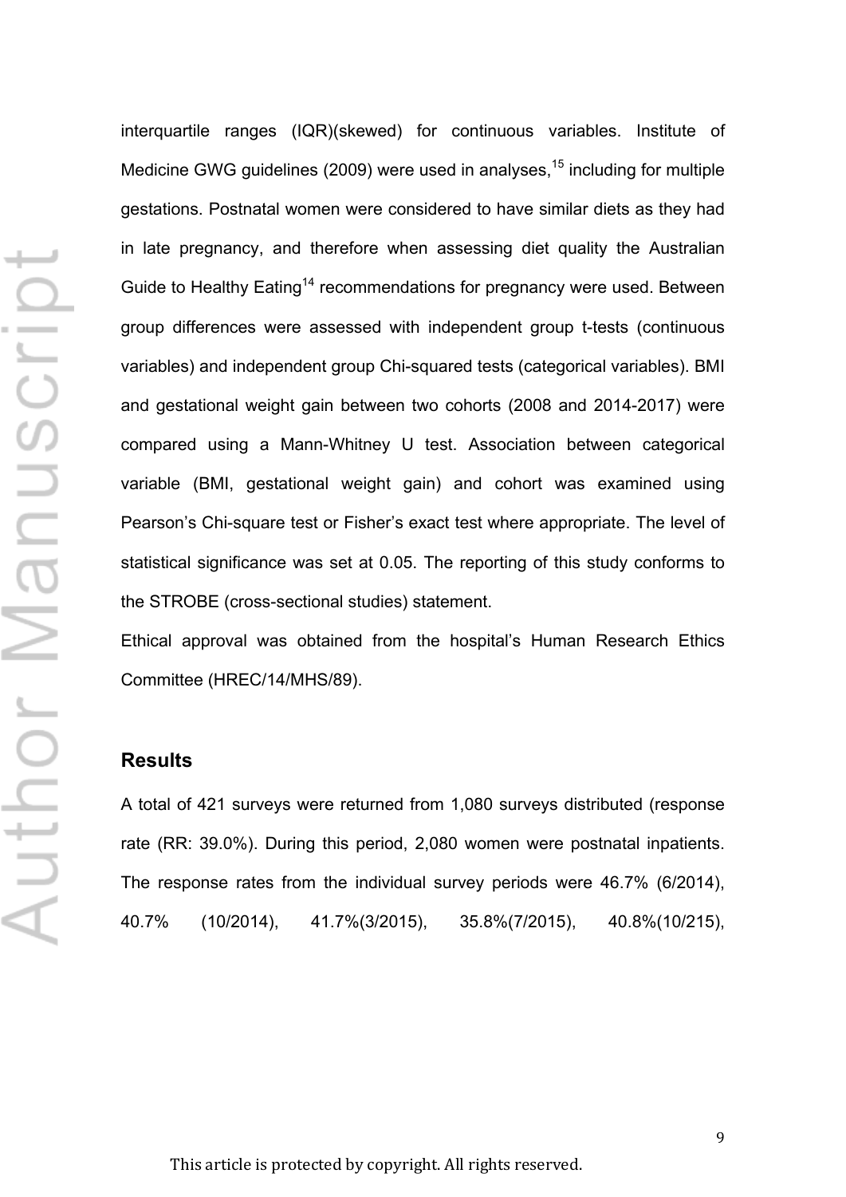interquartile ranges (IQR)(skewed) for continuous variables. Institute of Medicine GWG guidelines (2009) were used in analyses,[15] including for multiple gestations. Postnatal women were considered to have similar diets as they had in late pregnancy, and therefore when assessing diet quality the Australian Guide to Healthy Eating[14] recommendations for pregnancy were used. Between group differences were assessed with independent group t-tests (continuous variables) and independent group Chi-squared tests (categorical variables). BMI and gestational weight gain between two cohorts (2008 and 2014-2017) were compared using a Mann-Whitney U test. Association between categorical variable (BMI, gestational weight gain) and cohort was examined using Pearson's Chi-square test or Fisher's exact test where appropriate. The level of statistical significance was set at 0.05. The reporting of this study conforms to the STROBE (cross-sectional studies) statement.

Ethical approval was obtained from the hospital's Human Research Ethics Committee (HREC/14/MHS/89).

## Results

A total of 421 surveys were returned from 1,080 surveys distributed (response rate (RR: 39.0%). During this period, 2,080 women were postnatal inpatients. The response rates from the individual survey periods were 46.7% (6/2014), 40.7% (10/2014), 41.7%(3/2015), 35.8%(7/2015), 40.8%(10/215),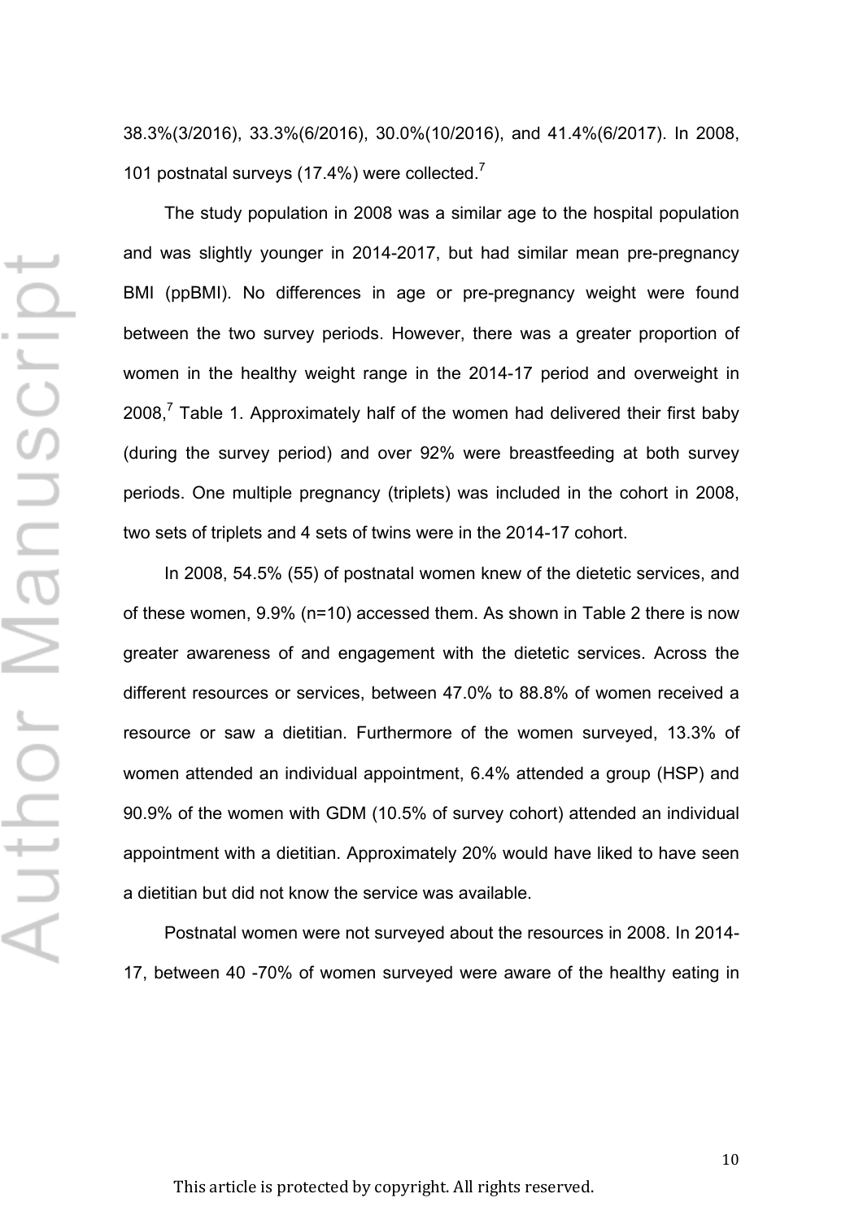38.3%(3/2016), 33.3%(6/2016), 30.0%(10/2016), and 41.4%(6/2017). In 2008, 101 postnatal surveys (17.4%) were collected.[7]

The study population in 2008 was a similar age to the hospital population and was slightly younger in 2014-2017, but had similar mean pre-pregnancy BMI (ppBMI). No differences in age or pre-pregnancy weight were found between the two survey periods. However, there was a greater proportion of women in the healthy weight range in the 2014-17 period and overweight in 2008,[7] Table 1. Approximately half of the women had delivered their first baby (during the survey period) and over 92% were breastfeeding at both survey periods. One multiple pregnancy (triplets) was included in the cohort in 2008, two sets of triplets and 4 sets of twins were in the 2014-17 cohort.

In 2008, 54.5% (55) of postnatal women knew of the dietetic services, and of these women, 9.9% (n=10) accessed them. As shown in Table 2 there is now greater awareness of and engagement with the dietetic services. Across the different resources or services, between 47.0% to 88.8% of women received a resource or saw a dietitian. Furthermore of the women surveyed, 13.3% of women attended an individual appointment, 6.4% attended a group (HSP) and 90.9% of the women with GDM (10.5% of survey cohort) attended an individual appointment with a dietitian. Approximately 20% would have liked to have seen a dietitian but did not know the service was available.

Postnatal women were not surveyed about the resources in 2008. In 2014-17, between 40 -70% of women surveyed were aware of the healthy eating in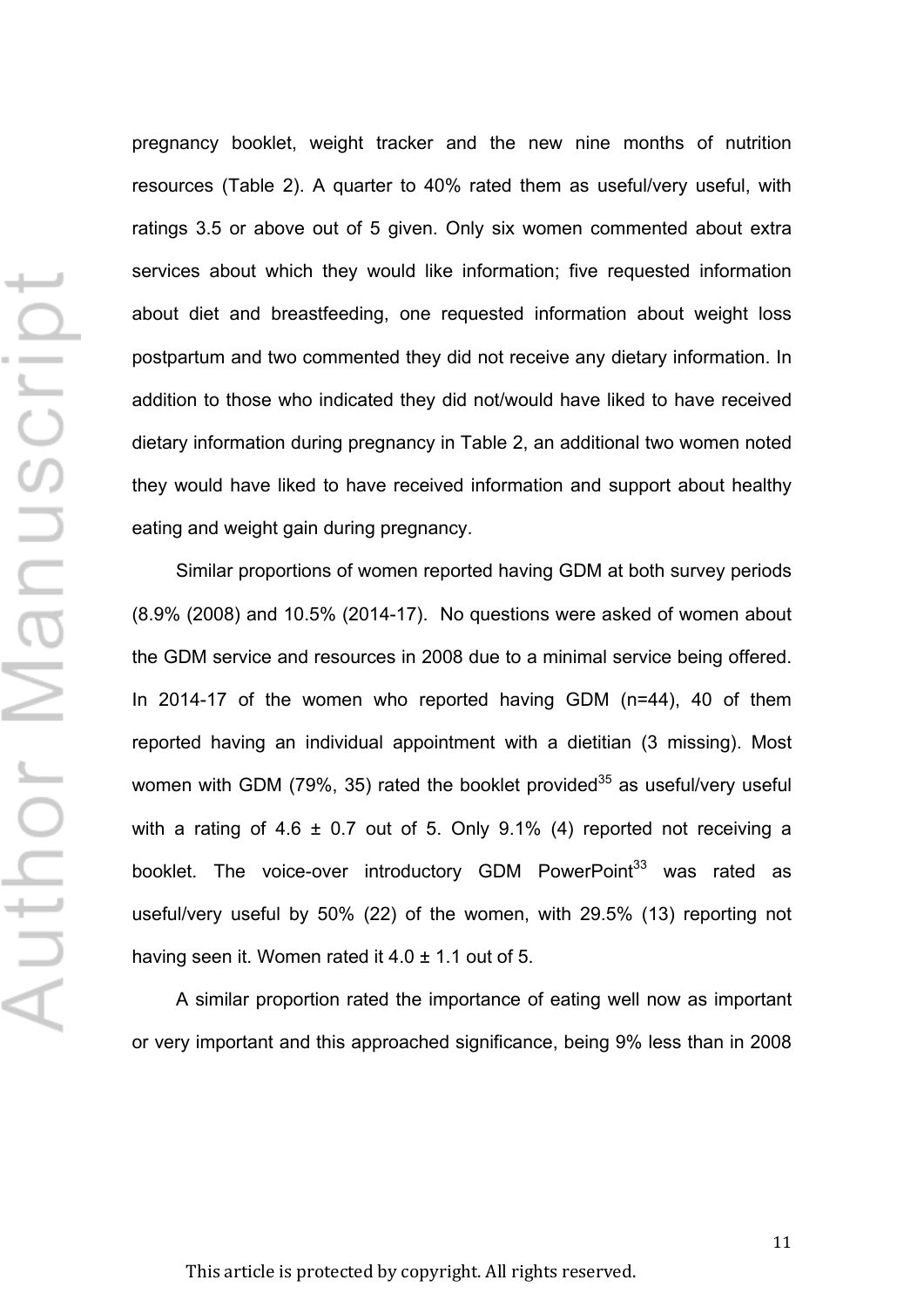pregnancy booklet, weight tracker and the new nine months of nutrition resources (Table 2). A quarter to 40% rated them as useful/very useful, with ratings 3.5 or above out of 5 given. Only six women commented about extra services about which they would like information; five requested information about diet and breastfeeding, one requested information about weight loss postpartum and two commented they did not receive any dietary information. In addition to those who indicated they did not/would have liked to have received dietary information during pregnancy in Table 2, an additional two women noted they would have liked to have received information and support about healthy eating and weight gain during pregnancy.

Similar proportions of women reported having GDM at both survey periods (8.9% (2008) and 10.5% (2014-17). No questions were asked of women about the GDM service and resources in 2008 due to a minimal service being offered. In 2014-17 of the women who reported having GDM (n=44), 40 of them reported having an individual appointment with a dietitian (3 missing). Most women with GDM (79%, 35) rated the booklet provided[35] as useful/very useful with a rating of 4.6 ± 0.7 out of 5. Only 9.1% (4) reported not receiving a booklet. The voice-over introductory GDM PowerPoint[33] was rated as useful/very useful by 50% (22) of the women, with 29.5% (13) reporting not having seen it. Women rated it 4.0 ± 1.1 out of 5.

A similar proportion rated the importance of eating well now as important or very important and this approached significance, being 9% less than in 2008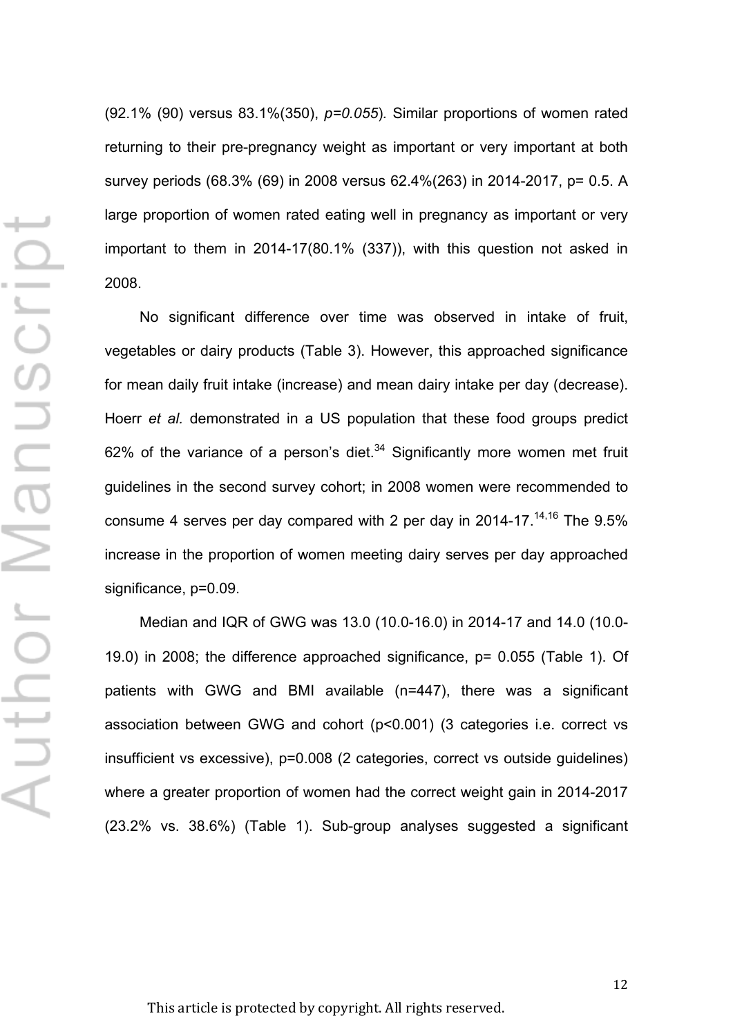(92.1% (90) versus 83.1%(350), *p=0.055*). Similar proportions of women rated returning to their pre-pregnancy weight as important or very important at both survey periods (68.3% (69) in 2008 versus 62.4%(263) in 2014-2017, p= 0.5. A large proportion of women rated eating well in pregnancy as important or very important to them in 2014-17(80.1% (337)), with this question not asked in 2008.

No significant difference over time was observed in intake of fruit, vegetables or dairy products (Table 3). However, this approached significance for mean daily fruit intake (increase) and mean dairy intake per day (decrease). Hoerr *et al.* demonstrated in a US population that these food groups predict 62% of the variance of a person's diet.[34] Significantly more women met fruit guidelines in the second survey cohort; in 2008 women were recommended to consume 4 serves per day compared with 2 per day in 2014-17.[14,16] The 9.5% increase in the proportion of women meeting dairy serves per day approached significance, p=0.09.

Median and IQR of GWG was 13.0 (10.0-16.0) in 2014-17 and 14.0 (10.0-19.0) in 2008; the difference approached significance, p= 0.055 (Table 1). Of patients with GWG and BMI available (n=447), there was a significant association between GWG and cohort (p<0.001) (3 categories i.e. correct vs insufficient vs excessive), p=0.008 (2 categories, correct vs outside guidelines) where a greater proportion of women had the correct weight gain in 2014-2017 (23.2% vs. 38.6%) (Table 1). Sub-group analyses suggested a significant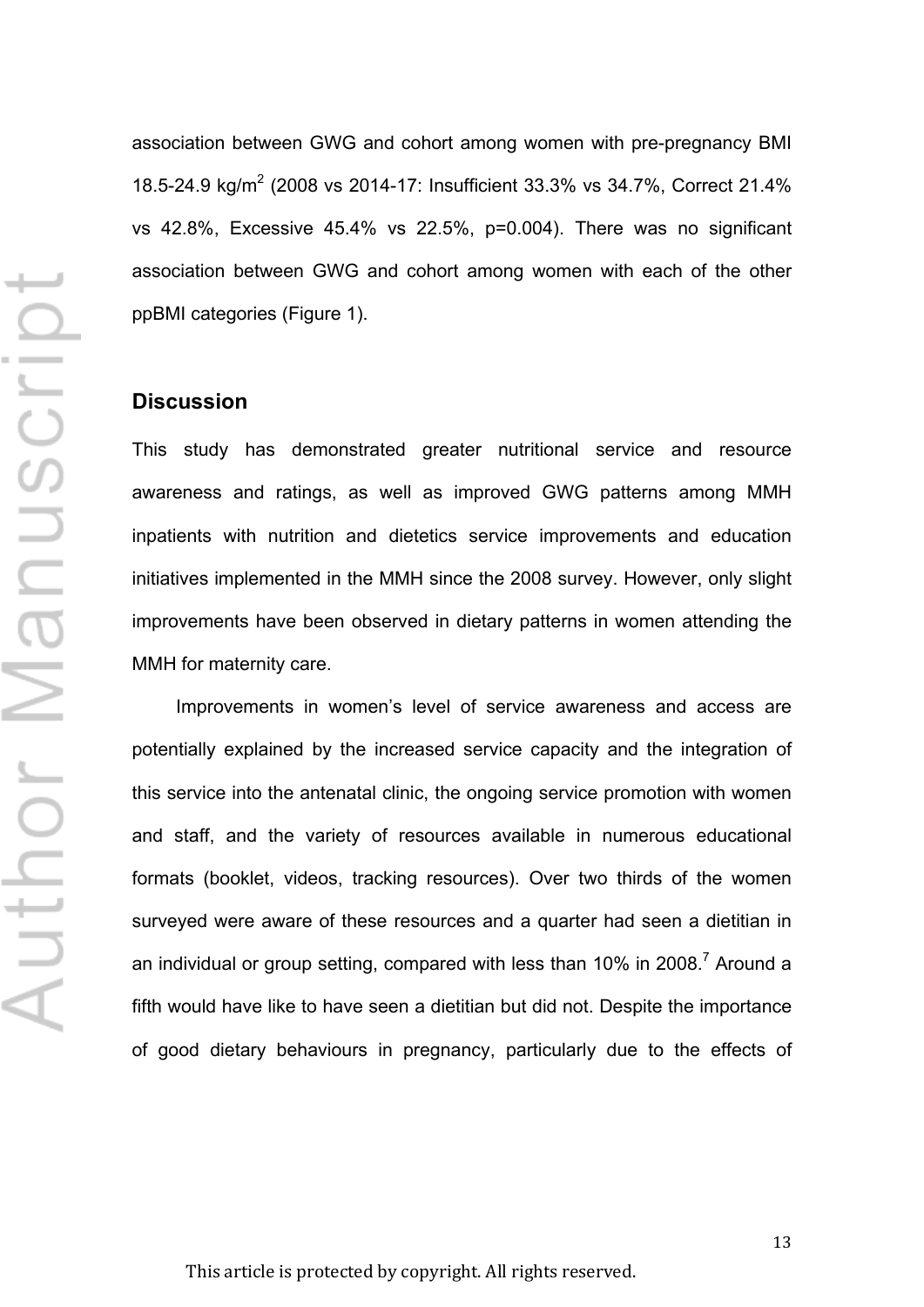association between GWG and cohort among women with pre-pregnancy BMI 18.5-24.9 kg/m$^2$ (2008 vs 2014-17: Insufficient 33.3% vs 34.7%, Correct 21.4% vs 42.8%, Excessive 45.4% vs 22.5%, p=0.004). There was no significant association between GWG and cohort among women with each of the other ppBMI categories (Figure 1).

## Discussion

This study has demonstrated greater nutritional service and resource awareness and ratings, as well as improved GWG patterns among MMH inpatients with nutrition and dietetics service improvements and education initiatives implemented in the MMH since the 2008 survey. However, only slight improvements have been observed in dietary patterns in women attending the MMH for maternity care.

Improvements in women's level of service awareness and access are potentially explained by the increased service capacity and the integration of this service into the antenatal clinic, the ongoing service promotion with women and staff, and the variety of resources available in numerous educational formats (booklet, videos, tracking resources). Over two thirds of the women surveyed were aware of these resources and a quarter had seen a dietitian in an individual or group setting, compared with less than 10% in 2008.[7] Around a fifth would have like to have seen a dietitian but did not. Despite the importance of good dietary behaviours in pregnancy, particularly due to the effects of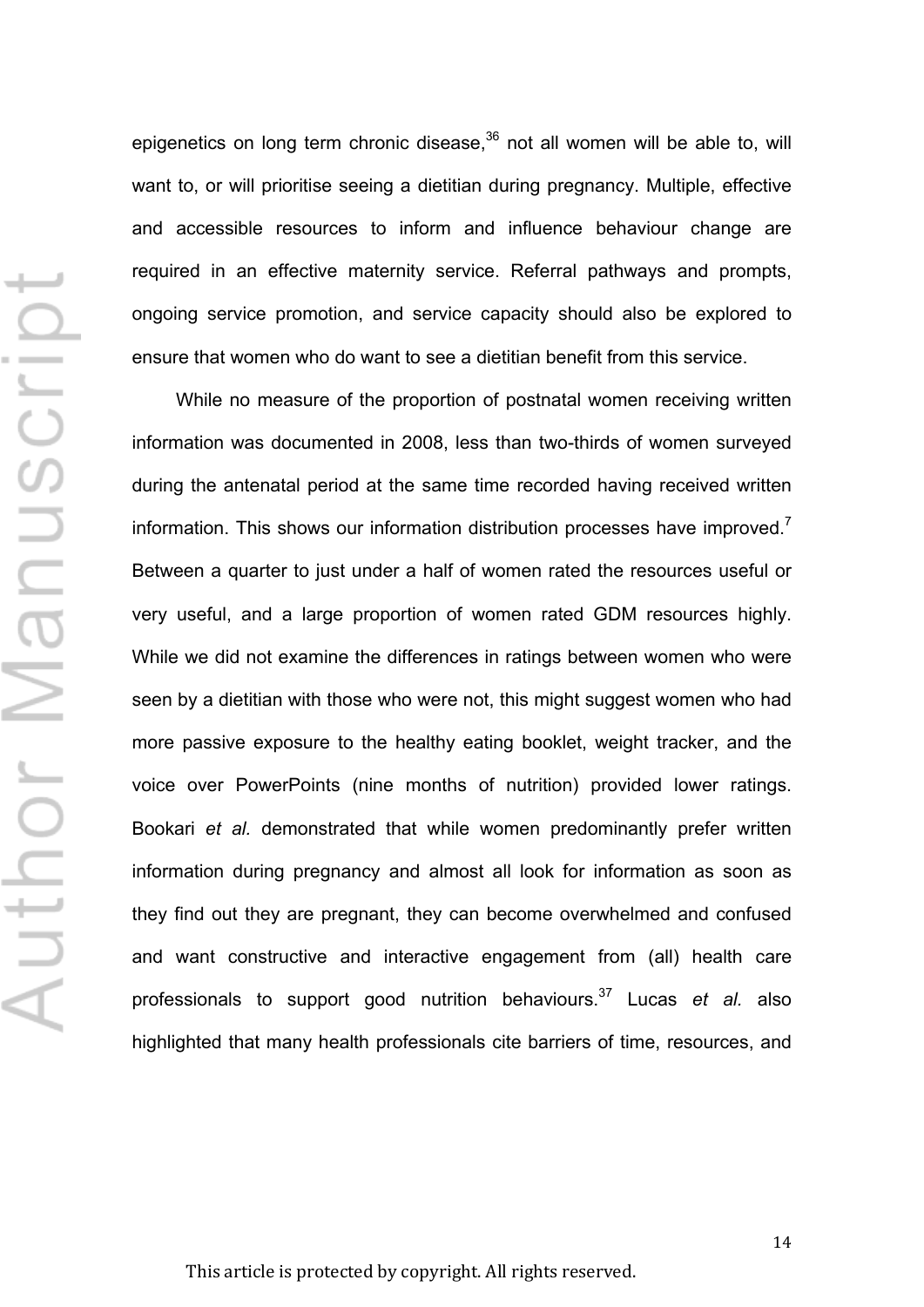epigenetics on long term chronic disease,[36] not all women will be able to, will want to, or will prioritise seeing a dietitian during pregnancy. Multiple, effective and accessible resources to inform and influence behaviour change are required in an effective maternity service. Referral pathways and prompts, ongoing service promotion, and service capacity should also be explored to ensure that women who do want to see a dietitian benefit from this service.

While no measure of the proportion of postnatal women receiving written information was documented in 2008, less than two-thirds of women surveyed during the antenatal period at the same time recorded having received written information. This shows our information distribution processes have improved.[7] Between a quarter to just under a half of women rated the resources useful or very useful, and a large proportion of women rated GDM resources highly. While we did not examine the differences in ratings between women who were seen by a dietitian with those who were not, this might suggest women who had more passive exposure to the healthy eating booklet, weight tracker, and the voice over PowerPoints (nine months of nutrition) provided lower ratings. Bookari *et al.* demonstrated that while women predominantly prefer written information during pregnancy and almost all look for information as soon as they find out they are pregnant, they can become overwhelmed and confused and want constructive and interactive engagement from (all) health care professionals to support good nutrition behaviours.[37] Lucas *et al.* also highlighted that many health professionals cite barriers of time, resources, and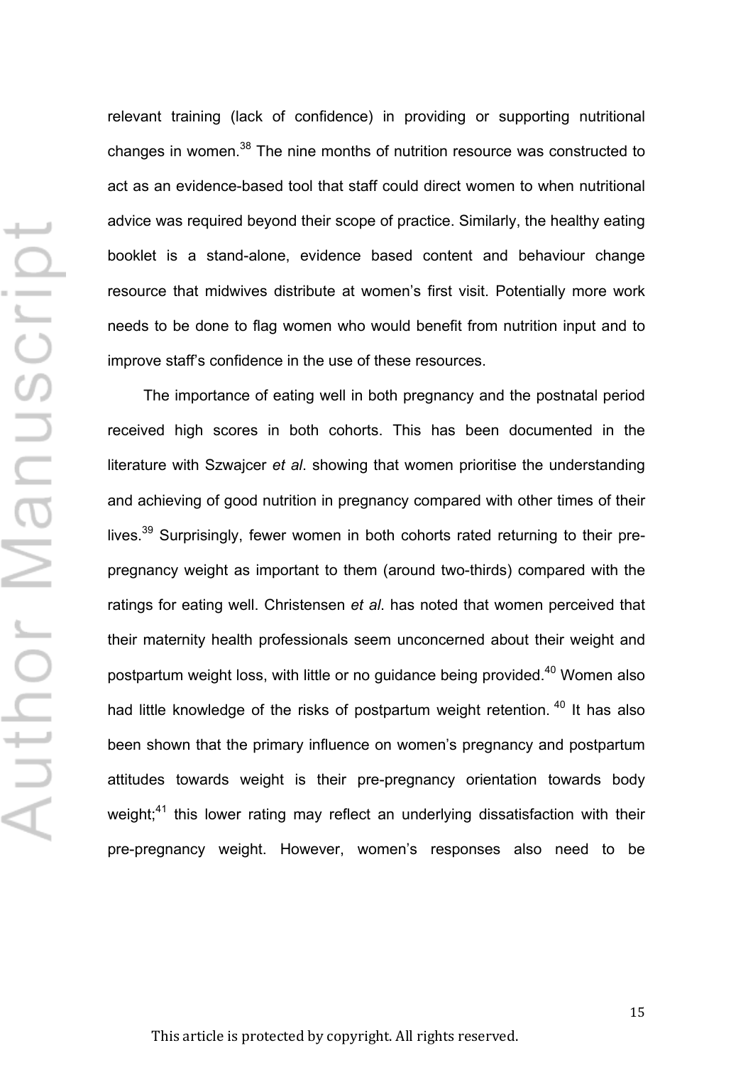relevant training (lack of confidence) in providing or supporting nutritional changes in women.[38] The nine months of nutrition resource was constructed to act as an evidence-based tool that staff could direct women to when nutritional advice was required beyond their scope of practice. Similarly, the healthy eating booklet is a stand-alone, evidence based content and behaviour change resource that midwives distribute at women's first visit. Potentially more work needs to be done to flag women who would benefit from nutrition input and to improve staff's confidence in the use of these resources.

The importance of eating well in both pregnancy and the postnatal period received high scores in both cohorts. This has been documented in the literature with Szwajcer *et al*. showing that women prioritise the understanding and achieving of good nutrition in pregnancy compared with other times of their lives.[39] Surprisingly, fewer women in both cohorts rated returning to their pre-pregnancy weight as important to them (around two-thirds) compared with the ratings for eating well. Christensen *et al*. has noted that women perceived that their maternity health professionals seem unconcerned about their weight and postpartum weight loss, with little or no guidance being provided.[40] Women also had little knowledge of the risks of postpartum weight retention. [40] It has also been shown that the primary influence on women's pregnancy and postpartum attitudes towards weight is their pre-pregnancy orientation towards body weight;[41] this lower rating may reflect an underlying dissatisfaction with their pre-pregnancy weight. However, women's responses also need to be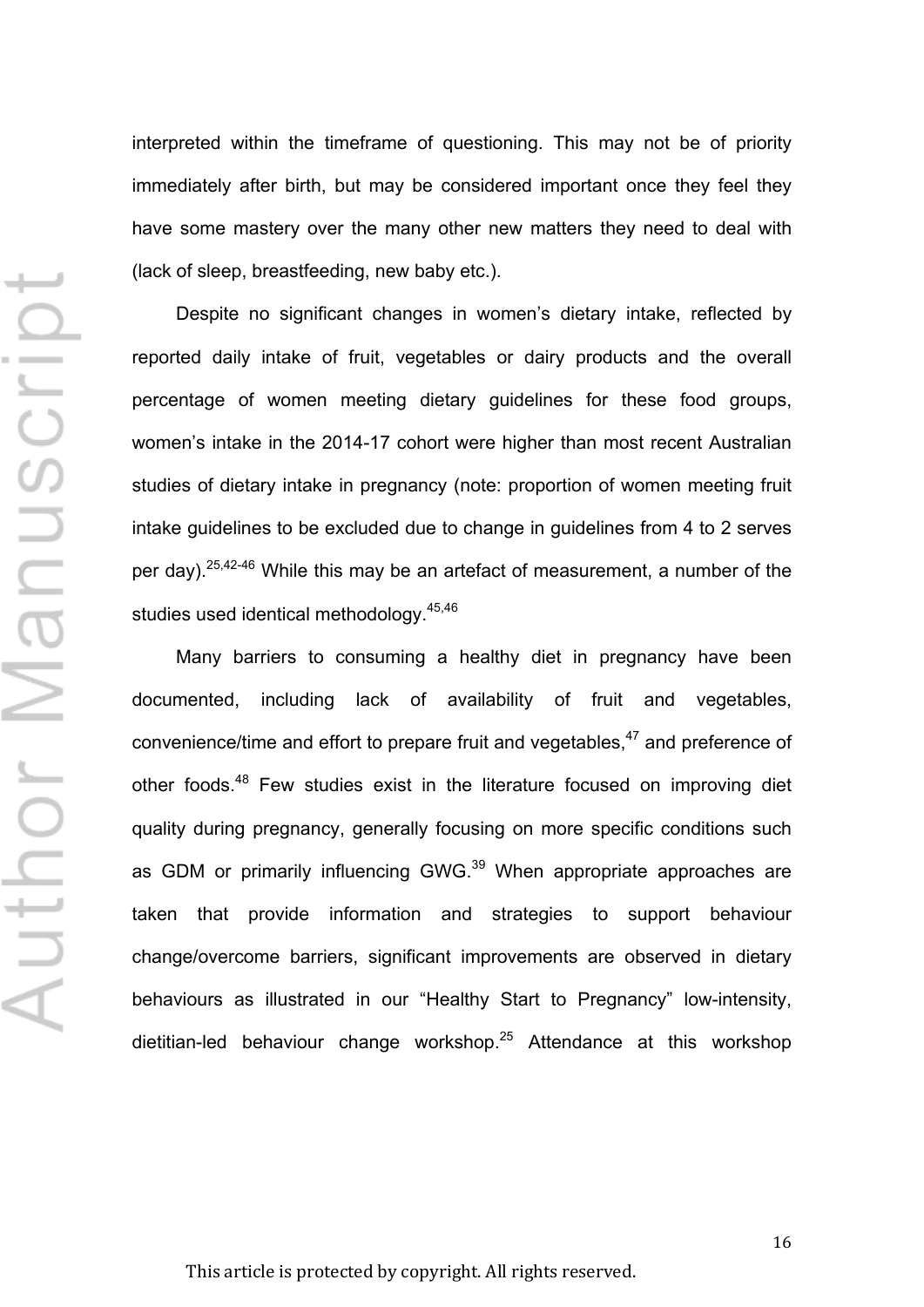interpreted within the timeframe of questioning. This may not be of priority immediately after birth, but may be considered important once they feel they have some mastery over the many other new matters they need to deal with (lack of sleep, breastfeeding, new baby etc.).

Despite no significant changes in women's dietary intake, reflected by reported daily intake of fruit, vegetables or dairy products and the overall percentage of women meeting dietary guidelines for these food groups, women's intake in the 2014-17 cohort were higher than most recent Australian studies of dietary intake in pregnancy (note: proportion of women meeting fruit intake guidelines to be excluded due to change in guidelines from 4 to 2 serves per day).[25,42-46] While this may be an artefact of measurement, a number of the studies used identical methodology.[45,46]

Many barriers to consuming a healthy diet in pregnancy have been documented, including lack of availability of fruit and vegetables, convenience/time and effort to prepare fruit and vegetables,[47] and preference of other foods.[48] Few studies exist in the literature focused on improving diet quality during pregnancy, generally focusing on more specific conditions such as GDM or primarily influencing GWG.[39] When appropriate approaches are taken that provide information and strategies to support behaviour change/overcome barriers, significant improvements are observed in dietary behaviours as illustrated in our "Healthy Start to Pregnancy" low-intensity, dietitian-led behaviour change workshop.[25] Attendance at this workshop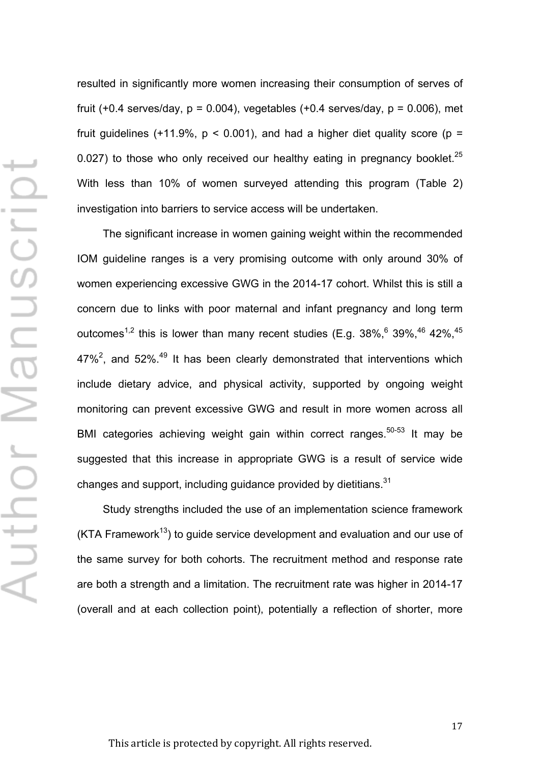resulted in significantly more women increasing their consumption of serves of fruit (+0.4 serves/day, $p = 0.004$), vegetables (+0.4 serves/day, $p = 0.006$), met fruit guidelines (+11.9%, $p < 0.001$), and had a higher diet quality score ($p = 0.027$) to those who only received our healthy eating in pregnancy booklet.[25] With less than 10% of women surveyed attending this program (Table 2) investigation into barriers to service access will be undertaken.

The significant increase in women gaining weight within the recommended IOM guideline ranges is a very promising outcome with only around 30% of women experiencing excessive GWG in the 2014-17 cohort. Whilst this is still a concern due to links with poor maternal and infant pregnancy and long term outcomes[1,2] this is lower than many recent studies (E.g. 38%,[6] 39%,[46] 42%,[45] 47%[2], and 52%.[49] It has been clearly demonstrated that interventions which include dietary advice, and physical activity, supported by ongoing weight monitoring can prevent excessive GWG and result in more women across all BMI categories achieving weight gain within correct ranges.[50-53] It may be suggested that this increase in appropriate GWG is a result of service wide changes and support, including guidance provided by dietitians.[31]

Study strengths included the use of an implementation science framework (KTA Framework[13]) to guide service development and evaluation and our use of the same survey for both cohorts. The recruitment method and response rate are both a strength and a limitation. The recruitment rate was higher in 2014-17 (overall and at each collection point), potentially a reflection of shorter, more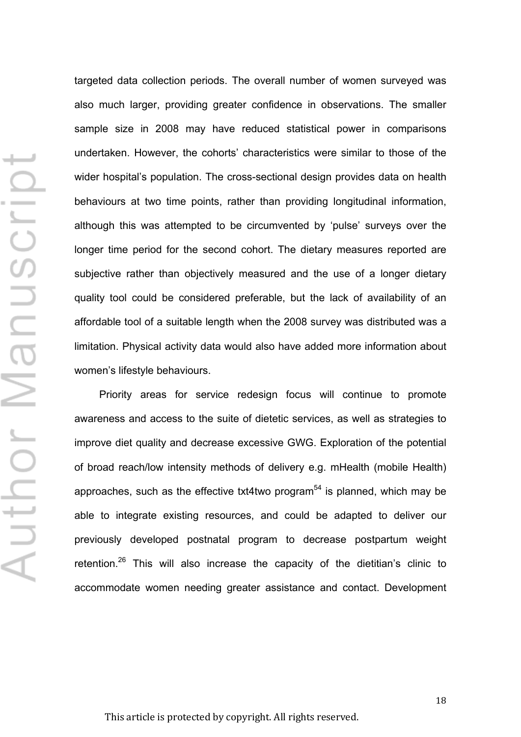targeted data collection periods. The overall number of women surveyed was also much larger, providing greater confidence in observations. The smaller sample size in 2008 may have reduced statistical power in comparisons undertaken. However, the cohorts' characteristics were similar to those of the wider hospital's population. The cross-sectional design provides data on health behaviours at two time points, rather than providing longitudinal information, although this was attempted to be circumvented by 'pulse' surveys over the longer time period for the second cohort. The dietary measures reported are subjective rather than objectively measured and the use of a longer dietary quality tool could be considered preferable, but the lack of availability of an affordable tool of a suitable length when the 2008 survey was distributed was a limitation. Physical activity data would also have added more information about women's lifestyle behaviours.

Priority areas for service redesign focus will continue to promote awareness and access to the suite of dietetic services, as well as strategies to improve diet quality and decrease excessive GWG. Exploration of the potential of broad reach/low intensity methods of delivery e.g. mHealth (mobile Health) approaches, such as the effective txt4two program[54] is planned, which may be able to integrate existing resources, and could be adapted to deliver our previously developed postnatal program to decrease postpartum weight retention.[26] This will also increase the capacity of the dietitian's clinic to accommodate women needing greater assistance and contact. Development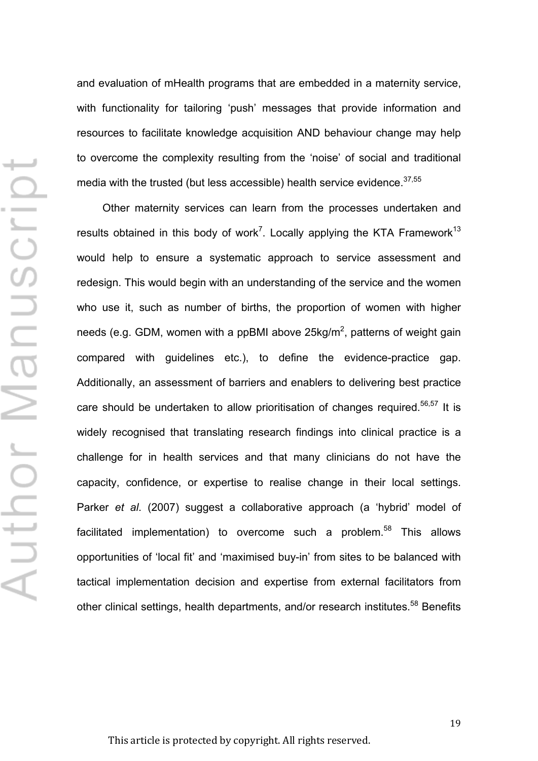and evaluation of mHealth programs that are embedded in a maternity service, with functionality for tailoring 'push' messages that provide information and resources to facilitate knowledge acquisition AND behaviour change may help to overcome the complexity resulting from the 'noise' of social and traditional media with the trusted (but less accessible) health service evidence.[37,55]

Other maternity services can learn from the processes undertaken and results obtained in this body of work[7]. Locally applying the KTA Framework[13] would help to ensure a systematic approach to service assessment and redesign. This would begin with an understanding of the service and the women who use it, such as number of births, the proportion of women with higher needs (e.g. GDM, women with a ppBMI above 25kg/m$^2$, patterns of weight gain compared with guidelines etc.), to define the evidence-practice gap. Additionally, an assessment of barriers and enablers to delivering best practice care should be undertaken to allow prioritisation of changes required.[56,57] It is widely recognised that translating research findings into clinical practice is a challenge for in health services and that many clinicians do not have the capacity, confidence, or expertise to realise change in their local settings. Parker *et al*. (2007) suggest a collaborative approach (a 'hybrid' model of facilitated implementation) to overcome such a problem.[58] This allows opportunities of 'local fit' and 'maximised buy-in' from sites to be balanced with tactical implementation decision and expertise from external facilitators from other clinical settings, health departments, and/or research institutes.[58] Benefits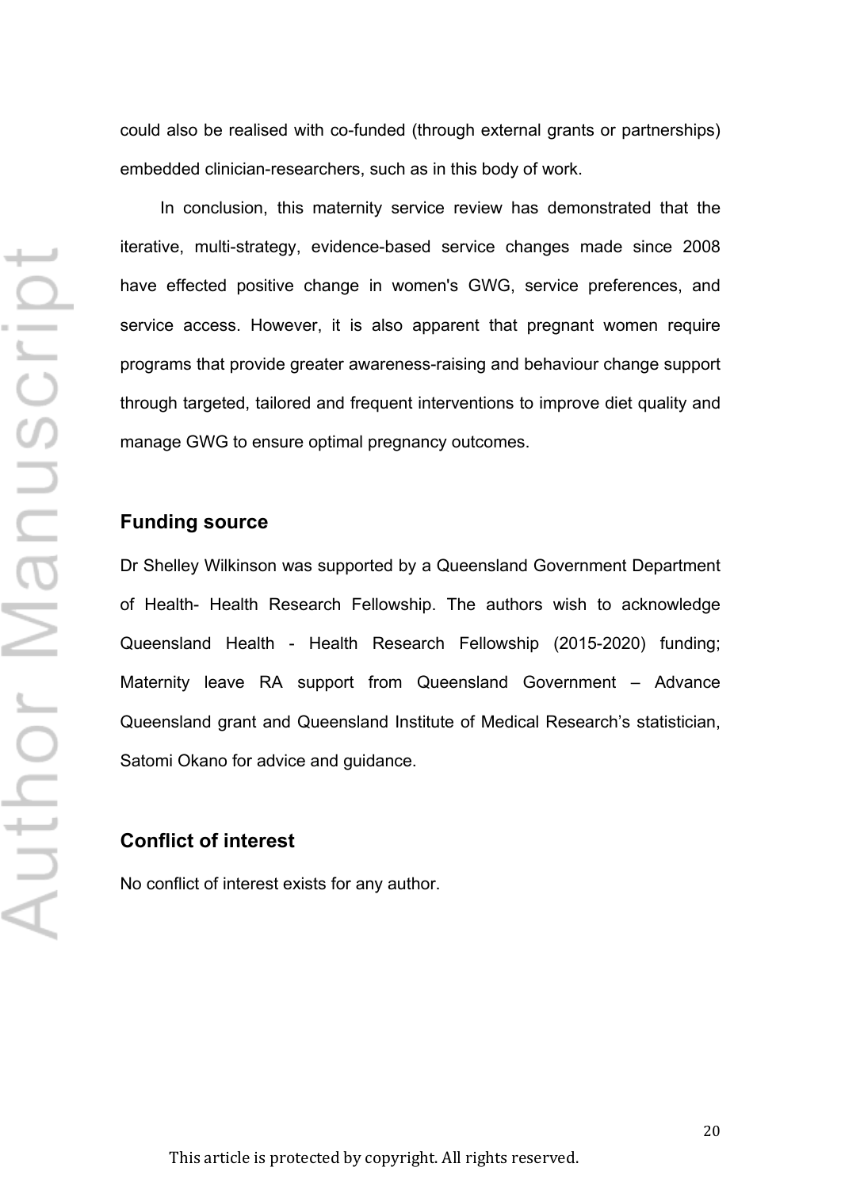could also be realised with co-funded (through external grants or partnerships) embedded clinician-researchers, such as in this body of work.

In conclusion, this maternity service review has demonstrated that the iterative, multi-strategy, evidence-based service changes made since 2008 have effected positive change in women's GWG, service preferences, and service access. However, it is also apparent that pregnant women require programs that provide greater awareness-raising and behaviour change support through targeted, tailored and frequent interventions to improve diet quality and manage GWG to ensure optimal pregnancy outcomes.

## Funding source

Dr Shelley Wilkinson was supported by a Queensland Government Department of Health- Health Research Fellowship. The authors wish to acknowledge Queensland Health - Health Research Fellowship (2015-2020) funding; Maternity leave RA support from Queensland Government – Advance Queensland grant and Queensland Institute of Medical Research's statistician, Satomi Okano for advice and guidance.

## Conflict of interest

No conflict of interest exists for any author.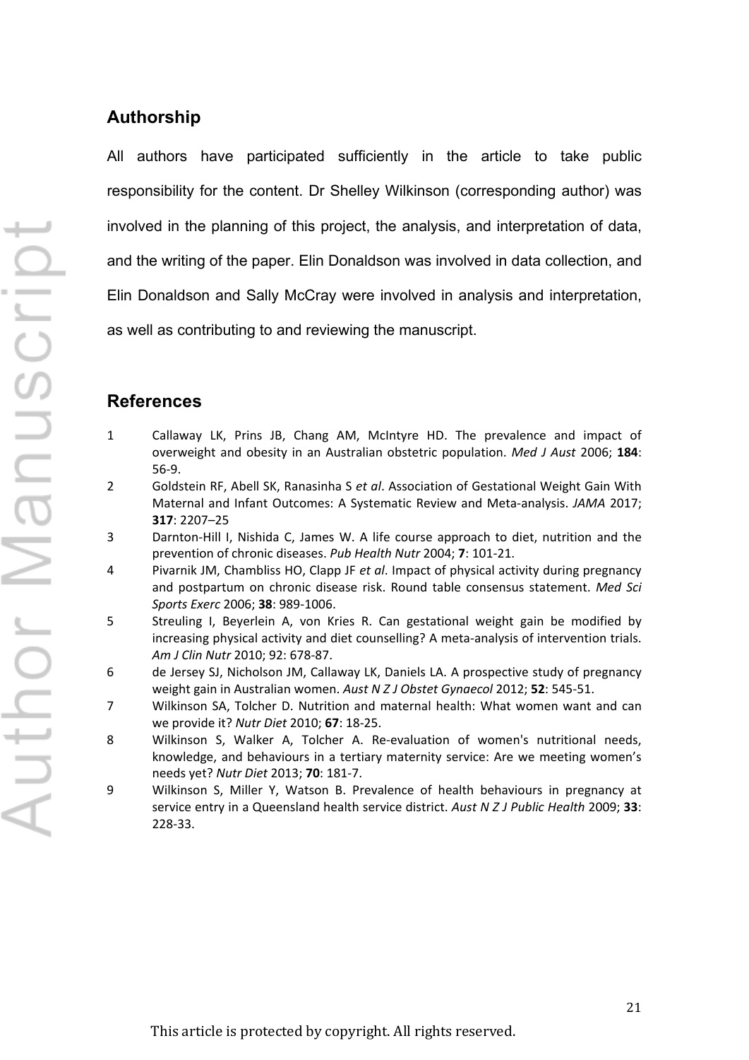## Authorship

All authors have participated sufficiently in the article to take public responsibility for the content. Dr Shelley Wilkinson (corresponding author) was involved in the planning of this project, the analysis, and interpretation of data, and the writing of the paper. Elin Donaldson was involved in data collection, and Elin Donaldson and Sally McCray were involved in analysis and interpretation, as well as contributing to and reviewing the manuscript.

## References

1. Callaway LK, Prins JB, Chang AM, McIntyre HD. The prevalence and impact of overweight and obesity in an Australian obstetric population. *Med J Aust* 2006; **184**: 56-9.
2. Goldstein RF, Abell SK, Ranasinha S *et al*. Association of Gestational Weight Gain With Maternal and Infant Outcomes: A Systematic Review and Meta-analysis. *JAMA* 2017; **317**: 2207–25
3. Darnton-Hill I, Nishida C, James W. A life course approach to diet, nutrition and the prevention of chronic diseases. *Pub Health Nutr* 2004; **7**: 101-21.
4. Pivarnik JM, Chambliss HO, Clapp JF *et al*. Impact of physical activity during pregnancy and postpartum on chronic disease risk. Round table consensus statement. *Med Sci Sports Exerc* 2006; **38**: 989-1006.
5. Streuling I, Beyerlein A, von Kries R. Can gestational weight gain be modified by increasing physical activity and diet counselling? A meta-analysis of intervention trials. *Am J Clin Nutr* 2010; 92: 678-87.
6. de Jersey SJ, Nicholson JM, Callaway LK, Daniels LA. A prospective study of pregnancy weight gain in Australian women. *Aust N Z J Obstet Gynaecol* 2012; **52**: 545-51.
7. Wilkinson SA, Tolcher D. Nutrition and maternal health: What women want and can we provide it? *Nutr Diet* 2010; **67**: 18-25.
8. Wilkinson S, Walker A, Tolcher A. Re-evaluation of women's nutritional needs, knowledge, and behaviours in a tertiary maternity service: Are we meeting women's needs yet? *Nutr Diet* 2013; **70**: 181-7.
9. Wilkinson S, Miller Y, Watson B. Prevalence of health behaviours in pregnancy at service entry in a Queensland health service district. *Aust N Z J Public Health* 2009; **33**: 228-33.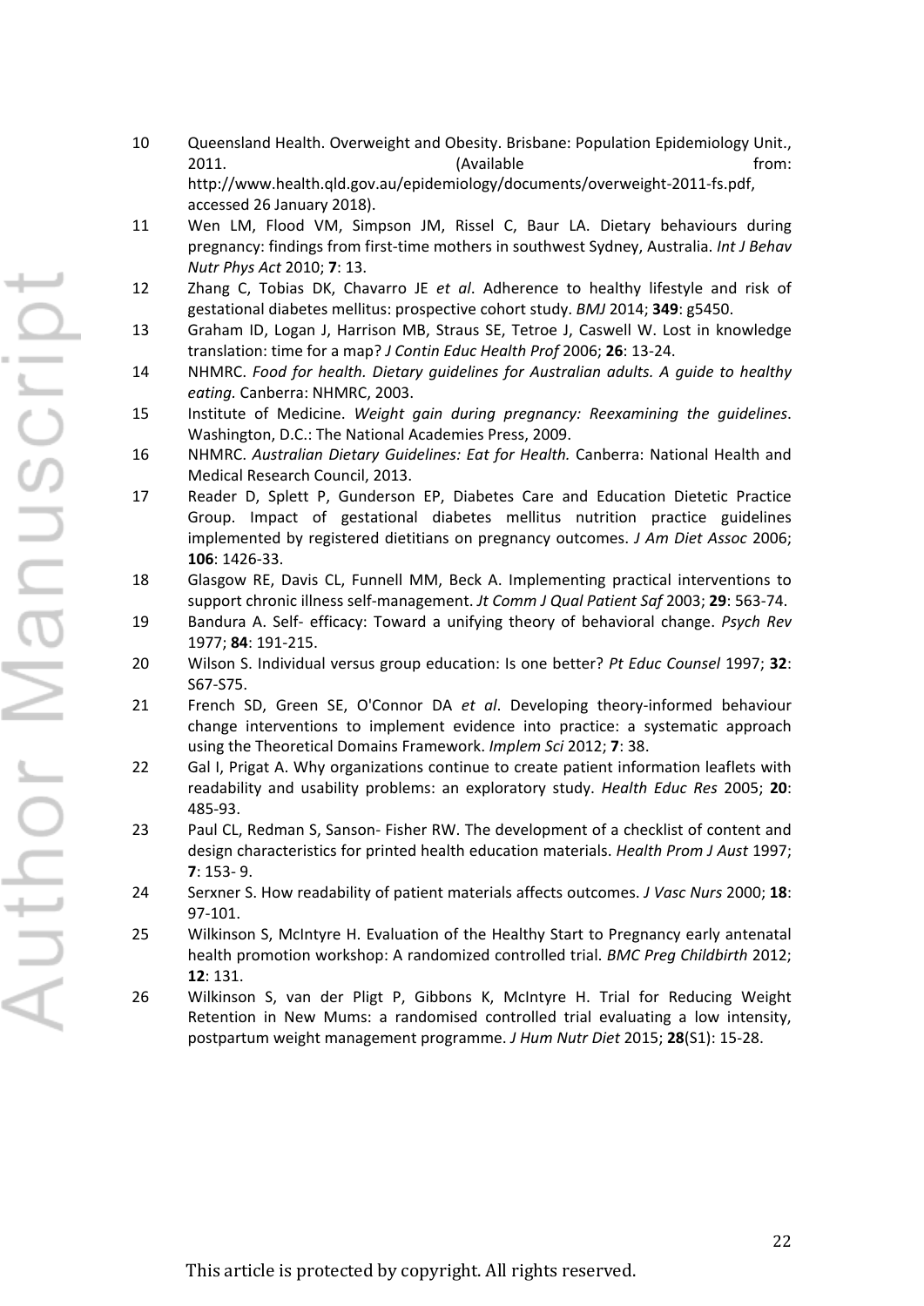10 Queensland Health. Overweight and Obesity. Brisbane: Population Epidemiology Unit., 2011. (Available from: http://www.health.qld.gov.au/epidemiology/documents/overweight-2011-fs.pdf, accessed 26 January 2018).

11 Wen LM, Flood VM, Simpson JM, Rissel C, Baur LA. Dietary behaviours during pregnancy: findings from first-time mothers in southwest Sydney, Australia. *Int J Behav Nutr Phys Act* 2010; **7**: 13.

12 Zhang C, Tobias DK, Chavarro JE *et al*. Adherence to healthy lifestyle and risk of gestational diabetes mellitus: prospective cohort study. *BMJ* 2014; **349**: g5450.

13 Graham ID, Logan J, Harrison MB, Straus SE, Tetroe J, Caswell W. Lost in knowledge translation: time for a map? *J Contin Educ Health Prof* 2006; **26**: 13-24.

14 NHMRC. *Food for health. Dietary guidelines for Australian adults. A guide to healthy eating.* Canberra: NHMRC, 2003.

15 Institute of Medicine. *Weight gain during pregnancy: Reexamining the guidelines*. Washington, D.C.: The National Academies Press, 2009.

16 NHMRC. *Australian Dietary Guidelines: Eat for Health.* Canberra: National Health and Medical Research Council, 2013.

17 Reader D, Splett P, Gunderson EP, Diabetes Care and Education Dietetic Practice Group. Impact of gestational diabetes mellitus nutrition practice guidelines implemented by registered dietitians on pregnancy outcomes. *J Am Diet Assoc* 2006; **106**: 1426-33.

18 Glasgow RE, Davis CL, Funnell MM, Beck A. Implementing practical interventions to support chronic illness self-management. *Jt Comm J Qual Patient Saf* 2003; **29**: 563-74.

19 Bandura A. Self- efficacy: Toward a unifying theory of behavioral change. *Psych Rev* 1977; **84**: 191-215.

20 Wilson S. Individual versus group education: Is one better? *Pt Educ Counsel* 1997; **32**: S67-S75.

21 French SD, Green SE, O'Connor DA *et al*. Developing theory-informed behaviour change interventions to implement evidence into practice: a systematic approach using the Theoretical Domains Framework. *Implem Sci* 2012; **7**: 38.

22 Gal I, Prigat A. Why organizations continue to create patient information leaflets with readability and usability problems: an exploratory study. *Health Educ Res* 2005; **20**: 485-93.

23 Paul CL, Redman S, Sanson- Fisher RW. The development of a checklist of content and design characteristics for printed health education materials. *Health Prom J Aust* 1997; **7**: 153- 9.

24 Serxner S. How readability of patient materials affects outcomes. *J Vasc Nurs* 2000; **18**: 97-101.

25 Wilkinson S, McIntyre H. Evaluation of the Healthy Start to Pregnancy early antenatal health promotion workshop: A randomized controlled trial. *BMC Preg Childbirth* 2012; **12**: 131.

26 Wilkinson S, van der Pligt P, Gibbons K, McIntyre H. Trial for Reducing Weight Retention in New Mums: a randomised controlled trial evaluating a low intensity, postpartum weight management programme. *J Hum Nutr Diet* 2015; **28**(S1): 15-28.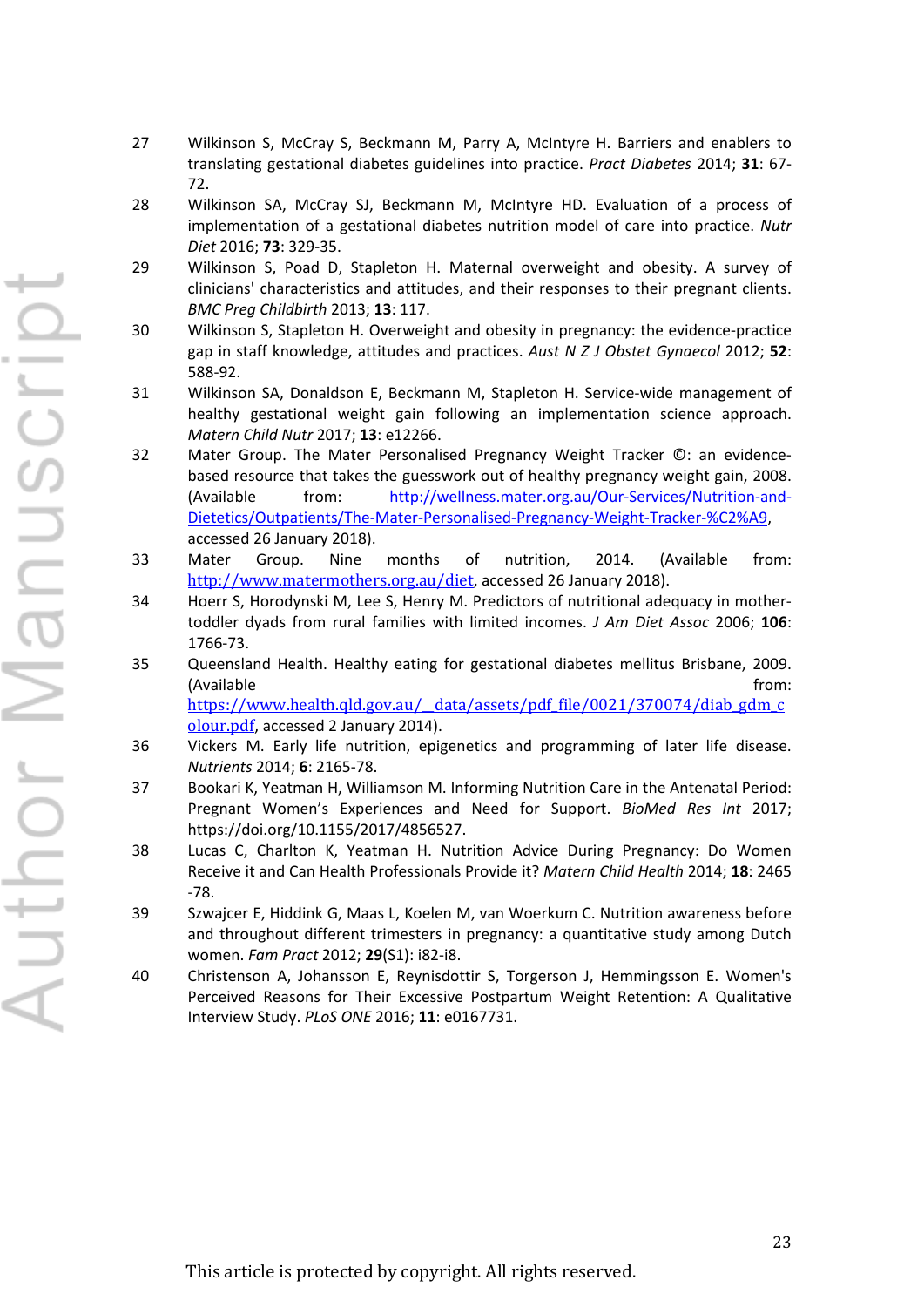27 Wilkinson S, McCray S, Beckmann M, Parry A, McIntyre H. Barriers and enablers to translating gestational diabetes guidelines into practice. *Pract Diabetes* 2014; **31**: 67-72.

28 Wilkinson SA, McCray SJ, Beckmann M, McIntyre HD. Evaluation of a process of implementation of a gestational diabetes nutrition model of care into practice. *Nutr Diet* 2016; **73**: 329-35.

29 Wilkinson S, Poad D, Stapleton H. Maternal overweight and obesity. A survey of clinicians' characteristics and attitudes, and their responses to their pregnant clients. *BMC Preg Childbirth* 2013; **13**: 117.

30 Wilkinson S, Stapleton H. Overweight and obesity in pregnancy: the evidence-practice gap in staff knowledge, attitudes and practices. *Aust N Z J Obstet Gynaecol* 2012; **52**: 588-92.

31 Wilkinson SA, Donaldson E, Beckmann M, Stapleton H. Service-wide management of healthy gestational weight gain following an implementation science approach. *Matern Child Nutr* 2017; **13**: e12266.

32 Mater Group. The Mater Personalised Pregnancy Weight Tracker ©: an evidence-based resource that takes the guesswork out of healthy pregnancy weight gain, 2008. (Available from: http://wellness.mater.org.au/Our-Services/Nutrition-and-Dietetics/Outpatients/The-Mater-Personalised-Pregnancy-Weight-Tracker-%C2%A9, accessed 26 January 2018).

33 Mater Group. Nine months of nutrition, 2014. (Available from: http://www.matermothers.org.au/diet, accessed 26 January 2018).

34 Hoerr S, Horodynski M, Lee S, Henry M. Predictors of nutritional adequacy in mother-toddler dyads from rural families with limited incomes. *J Am Diet Assoc* 2006; **106**: 1766-73.

35 Queensland Health. Healthy eating for gestational diabetes mellitus Brisbane, 2009. (Available from: https://www.health.qld.gov.au/__data/assets/pdf_file/0021/370074/diab_gdm_colour.pdf, accessed 2 January 2014).

36 Vickers M. Early life nutrition, epigenetics and programming of later life disease. *Nutrients* 2014; **6**: 2165-78.

37 Bookari K, Yeatman H, Williamson M. Informing Nutrition Care in the Antenatal Period: Pregnant Women's Experiences and Need for Support. *BioMed Res Int* 2017; https://doi.org/10.1155/2017/4856527.

38 Lucas C, Charlton K, Yeatman H. Nutrition Advice During Pregnancy: Do Women Receive it and Can Health Professionals Provide it? *Matern Child Health* 2014; **18**: 2465-78.

39 Szwajcer E, Hiddink G, Maas L, Koelen M, van Woerkum C. Nutrition awareness before and throughout different trimesters in pregnancy: a quantitative study among Dutch women. *Fam Pract* 2012; **29**(S1): i82-i8.

40 Christenson A, Johansson E, Reynisdottir S, Torgerson J, Hemmingsson E. Women's Perceived Reasons for Their Excessive Postpartum Weight Retention: A Qualitative Interview Study. *PLoS ONE* 2016; **11**: e0167731.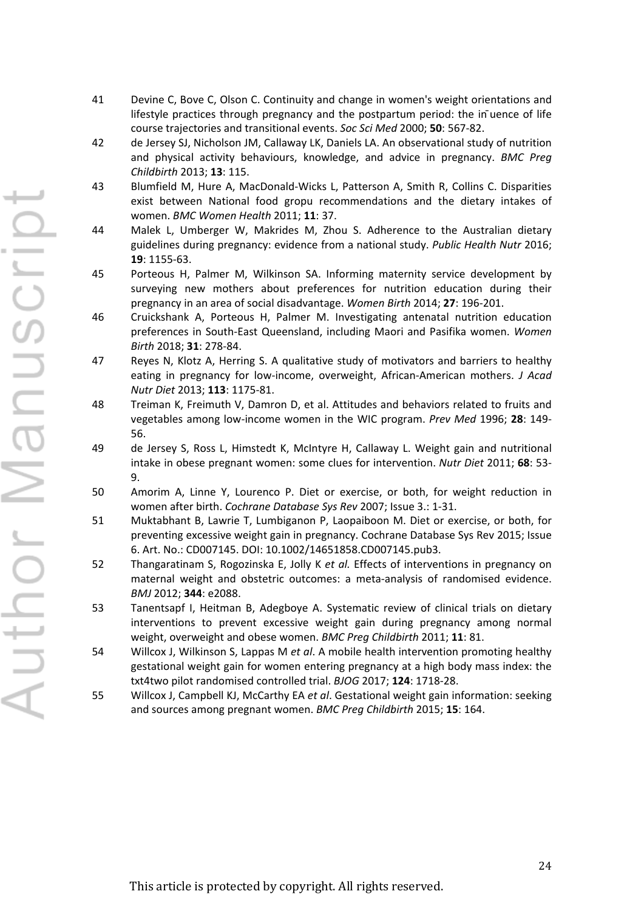41 Devine C, Bove C, Olson C. Continuity and change in women's weight orientations and lifestyle practices through pregnancy and the postpartum period: the in uence of life course trajectories and transitional events. *Soc Sci Med* 2000; **50**: 567-82.

42 de Jersey SJ, Nicholson JM, Callaway LK, Daniels LA. An observational study of nutrition and physical activity behaviours, knowledge, and advice in pregnancy. *BMC Preg Childbirth* 2013; **13**: 115.

43 Blumfield M, Hure A, MacDonald-Wicks L, Patterson A, Smith R, Collins C. Disparities exist between National food gropu recommendations and the dietary intakes of women. *BMC Women Health* 2011; **11**: 37.

44 Malek L, Umberger W, Makrides M, Zhou S. Adherence to the Australian dietary guidelines during pregnancy: evidence from a national study. *Public Health Nutr* 2016; **19**: 1155-63.

45 Porteous H, Palmer M, Wilkinson SA. Informing maternity service development by surveying new mothers about preferences for nutrition education during their pregnancy in an area of social disadvantage. *Women Birth* 2014; **27**: 196-201.

46 Cruickshank A, Porteous H, Palmer M. Investigating antenatal nutrition education preferences in South-East Queensland, including Maori and Pasifika women. *Women Birth* 2018; **31**: 278-84.

47 Reyes N, Klotz A, Herring S. A qualitative study of motivators and barriers to healthy eating in pregnancy for low-income, overweight, African-American mothers. *J Acad Nutr Diet* 2013; **113**: 1175-81.

48 Treiman K, Freimuth V, Damron D, et al. Attitudes and behaviors related to fruits and vegetables among low-income women in the WIC program. *Prev Med* 1996; **28**: 149-56.

49 de Jersey S, Ross L, Himstedt K, McIntyre H, Callaway L. Weight gain and nutritional intake in obese pregnant women: some clues for intervention. *Nutr Diet* 2011; **68**: 53-9.

50 Amorim A, Linne Y, Lourenco P. Diet or exercise, or both, for weight reduction in women after birth. *Cochrane Database Sys Rev* 2007; Issue 3.: 1-31.

51 Muktabhant B, Lawrie T, Lumbiganon P, Laopaiboon M. Diet or exercise, or both, for preventing excessive weight gain in pregnancy. Cochrane Database Sys Rev 2015; Issue 6. Art. No.: CD007145. DOI: 10.1002/14651858.CD007145.pub3.

52 Thangaratinam S, Rogozinska E, Jolly K *et al.* Effects of interventions in pregnancy on maternal weight and obstetric outcomes: a meta-analysis of randomised evidence. *BMJ* 2012; **344**: e2088.

53 Tanentsapf I, Heitman B, Adegboye A. Systematic review of clinical trials on dietary interventions to prevent excessive weight gain during pregnancy among normal weight, overweight and obese women. *BMC Preg Childbirth* 2011; **11**: 81.

54 Willcox J, Wilkinson S, Lappas M *et al*. A mobile health intervention promoting healthy gestational weight gain for women entering pregnancy at a high body mass index: the txt4two pilot randomised controlled trial. *BJOG* 2017; **124**: 1718-28.

55 Willcox J, Campbell KJ, McCarthy EA *et al*. Gestational weight gain information: seeking and sources among pregnant women. *BMC Preg Childbirth* 2015; **15**: 164.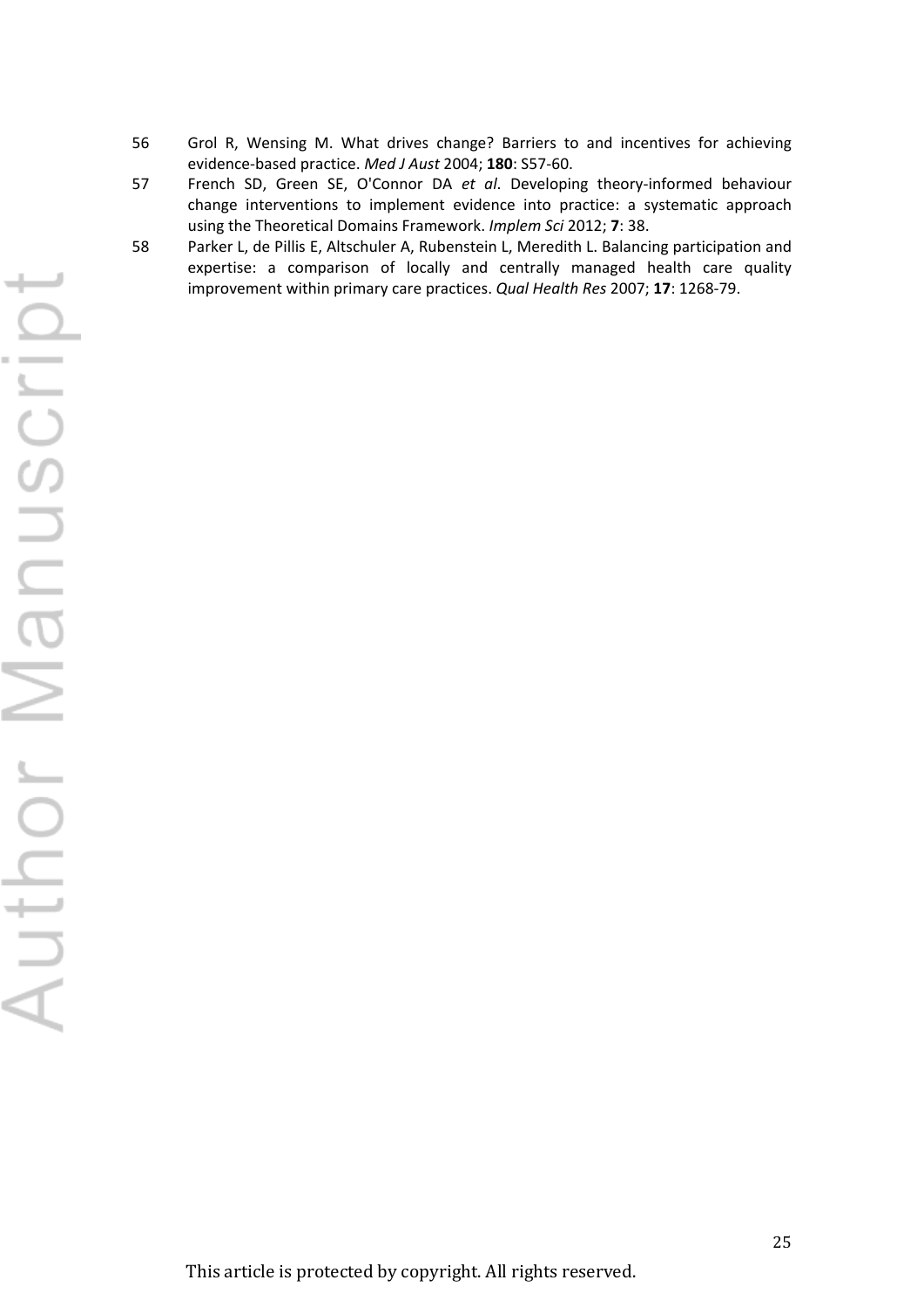56 Grol R, Wensing M. What drives change? Barriers to and incentives for achieving evidence-based practice. *Med J Aust* 2004; **180**: S57-60.

57 French SD, Green SE, O'Connor DA *et al*. Developing theory-informed behaviour change interventions to implement evidence into practice: a systematic approach using the Theoretical Domains Framework. *Implem Sci* 2012; **7**: 38.

58 Parker L, de Pillis E, Altschuler A, Rubenstein L, Meredith L. Balancing participation and expertise: a comparison of locally and centrally managed health care quality improvement within primary care practices. *Qual Health Res* 2007; **17**: 1268-79.